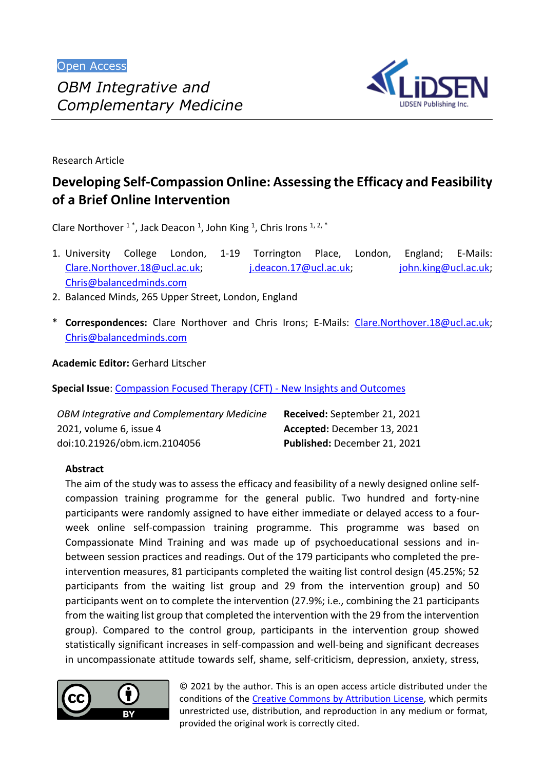Open Access

*OBM Integrative and Complementary Medicine*

Research Article

# Developing Self-Compassion Online: Assessing the Efficacy and Feasibility of a Brief Online Intervention

Clare Northover [1*], Jack Deacon [1], John King [1], Chris Irons [1, 2, *]

1. University College London, 1-19 Torrington Place, London, England; E-Mails: Clare.Northover.18@ucl.ac.uk; j.deacon.17@ucl.ac.uk; john.king@ucl.ac.uk; Chris@balancedminds.com
2. Balanced Minds, 265 Upper Street, London, England

\* **Correspondences:** Clare Northover and Chris Irons; E-Mails: Clare.Northover.18@ucl.ac.uk; Chris@balancedminds.com

**Academic Editor:** Gerhard Litscher

**Special Issue**: Compassion Focused Therapy (CFT) - New Insights and Outcomes

| | |
|---|---|
| *OBM Integrative and Complementary Medicine* 2021, volume 6, issue 4 doi:10.21926/obm.icm.2104056 | **Received:** September 21, 2021 **Accepted:** December 13, 2021 **Published:** December 21, 2021 |

## Abstract

The aim of the study was to assess the efficacy and feasibility of a newly designed online self-compassion training programme for the general public. Two hundred and forty-nine participants were randomly assigned to have either immediate or delayed access to a four-week online self-compassion training programme. This programme was based on Compassionate Mind Training and was made up of psychoeducational sessions and in-between session practices and readings. Out of the 179 participants who completed the pre-intervention measures, 81 participants completed the waiting list control design (45.25%; 52 participants from the waiting list group and 29 from the intervention group) and 50 participants went on to complete the intervention (27.9%; i.e., combining the 21 participants from the waiting list group that completed the intervention with the 29 from the intervention group). Compared to the control group, participants in the intervention group showed statistically significant increases in self-compassion and well-being and significant decreases in uncompassionate attitude towards self, shame, self-criticism, depression, anxiety, stress,

© 2021 by the author. This is an open access article distributed under the conditions of the Creative Commons by Attribution License, which permits unrestricted use, distribution, and reproduction in any medium or format, provided the original work is correctly cited.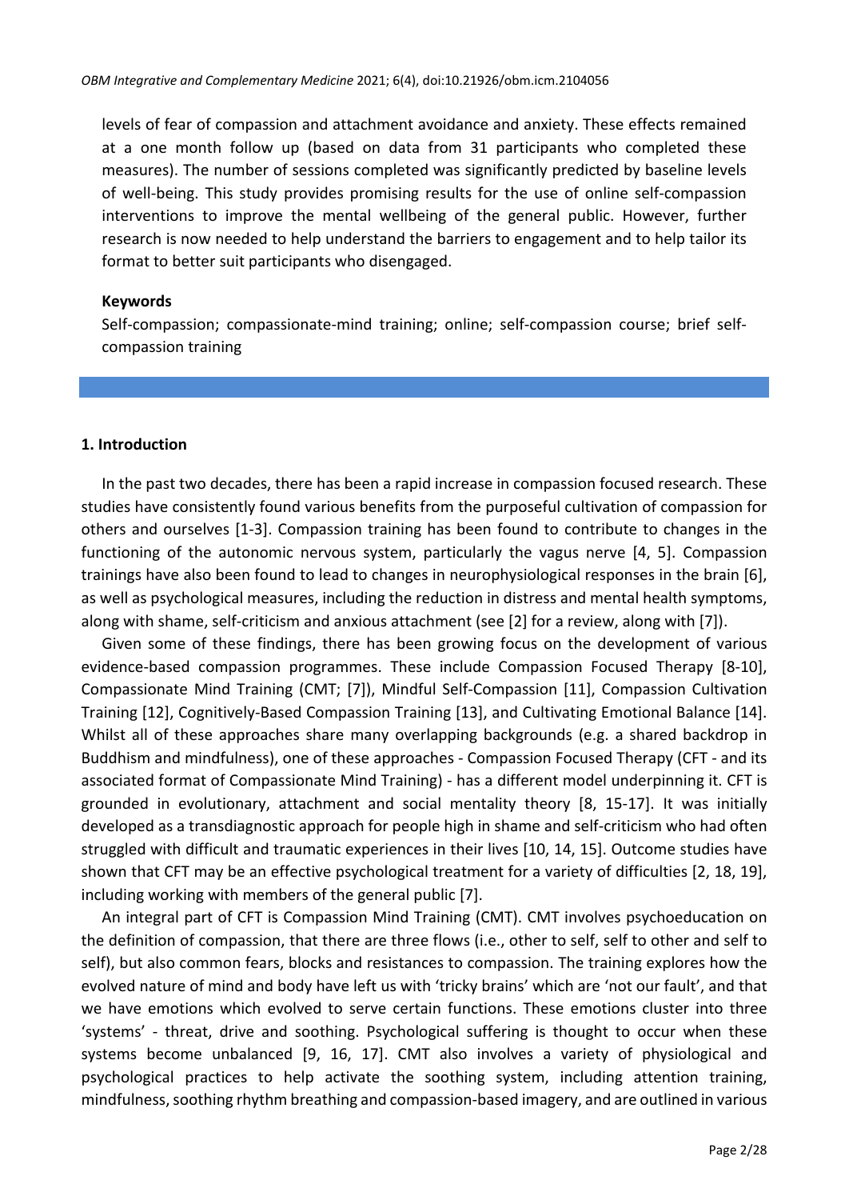levels of fear of compassion and attachment avoidance and anxiety. These effects remained at a one month follow up (based on data from 31 participants who completed these measures). The number of sessions completed was significantly predicted by baseline levels of well-being. This study provides promising results for the use of online self-compassion interventions to improve the mental wellbeing of the general public. However, further research is now needed to help understand the barriers to engagement and to help tailor its format to better suit participants who disengaged.

**Keywords**

Self-compassion; compassionate-mind training; online; self-compassion course; brief self-compassion training

## 1. Introduction

In the past two decades, there has been a rapid increase in compassion focused research. These studies have consistently found various benefits from the purposeful cultivation of compassion for others and ourselves [1-3]. Compassion training has been found to contribute to changes in the functioning of the autonomic nervous system, particularly the vagus nerve [4, 5]. Compassion trainings have also been found to lead to changes in neurophysiological responses in the brain [6], as well as psychological measures, including the reduction in distress and mental health symptoms, along with shame, self-criticism and anxious attachment (see [2] for a review, along with [7]).

Given some of these findings, there has been growing focus on the development of various evidence-based compassion programmes. These include Compassion Focused Therapy [8-10], Compassionate Mind Training (CMT; [7]), Mindful Self-Compassion [11], Compassion Cultivation Training [12], Cognitively-Based Compassion Training [13], and Cultivating Emotional Balance [14]. Whilst all of these approaches share many overlapping backgrounds (e.g. a shared backdrop in Buddhism and mindfulness), one of these approaches - Compassion Focused Therapy (CFT - and its associated format of Compassionate Mind Training) - has a different model underpinning it. CFT is grounded in evolutionary, attachment and social mentality theory [8, 15-17]. It was initially developed as a transdiagnostic approach for people high in shame and self-criticism who had often struggled with difficult and traumatic experiences in their lives [10, 14, 15]. Outcome studies have shown that CFT may be an effective psychological treatment for a variety of difficulties [2, 18, 19], including working with members of the general public [7].

An integral part of CFT is Compassion Mind Training (CMT). CMT involves psychoeducation on the definition of compassion, that there are three flows (i.e., other to self, self to other and self to self), but also common fears, blocks and resistances to compassion. The training explores how the evolved nature of mind and body have left us with 'tricky brains' which are 'not our fault', and that we have emotions which evolved to serve certain functions. These emotions cluster into three 'systems' - threat, drive and soothing. Psychological suffering is thought to occur when these systems become unbalanced [9, 16, 17]. CMT also involves a variety of physiological and psychological practices to help activate the soothing system, including attention training, mindfulness, soothing rhythm breathing and compassion-based imagery, and are outlined in various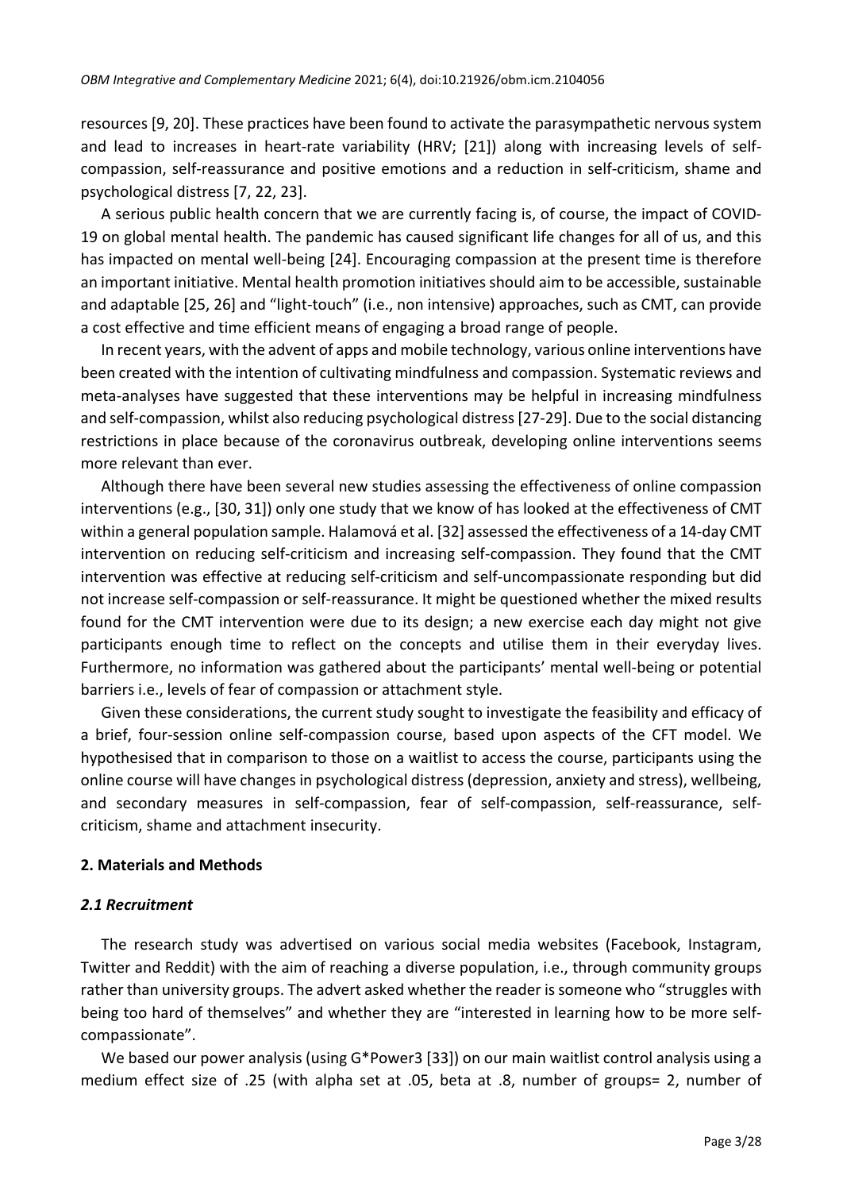resources [9, 20]. These practices have been found to activate the parasympathetic nervous system and lead to increases in heart-rate variability (HRV; [21]) along with increasing levels of self-compassion, self-reassurance and positive emotions and a reduction in self-criticism, shame and psychological distress [7, 22, 23].

A serious public health concern that we are currently facing is, of course, the impact of COVID-19 on global mental health. The pandemic has caused significant life changes for all of us, and this has impacted on mental well-being [24]. Encouraging compassion at the present time is therefore an important initiative. Mental health promotion initiatives should aim to be accessible, sustainable and adaptable [25, 26] and "light-touch" (i.e., non intensive) approaches, such as CMT, can provide a cost effective and time efficient means of engaging a broad range of people.

In recent years, with the advent of apps and mobile technology, various online interventions have been created with the intention of cultivating mindfulness and compassion. Systematic reviews and meta-analyses have suggested that these interventions may be helpful in increasing mindfulness and self-compassion, whilst also reducing psychological distress [27-29]. Due to the social distancing restrictions in place because of the coronavirus outbreak, developing online interventions seems more relevant than ever.

Although there have been several new studies assessing the effectiveness of online compassion interventions (e.g., [30, 31]) only one study that we know of has looked at the effectiveness of CMT within a general population sample. Halamová et al. [32] assessed the effectiveness of a 14-day CMT intervention on reducing self-criticism and increasing self-compassion. They found that the CMT intervention was effective at reducing self-criticism and self-uncompassionate responding but did not increase self-compassion or self-reassurance. It might be questioned whether the mixed results found for the CMT intervention were due to its design; a new exercise each day might not give participants enough time to reflect on the concepts and utilise them in their everyday lives. Furthermore, no information was gathered about the participants' mental well-being or potential barriers i.e., levels of fear of compassion or attachment style.

Given these considerations, the current study sought to investigate the feasibility and efficacy of a brief, four-session online self-compassion course, based upon aspects of the CFT model. We hypothesised that in comparison to those on a waitlist to access the course, participants using the online course will have changes in psychological distress (depression, anxiety and stress), wellbeing, and secondary measures in self-compassion, fear of self-compassion, self-reassurance, self-criticism, shame and attachment insecurity.

## 2. Materials and Methods

### *2.1 Recruitment*

The research study was advertised on various social media websites (Facebook, Instagram, Twitter and Reddit) with the aim of reaching a diverse population, i.e., through community groups rather than university groups. The advert asked whether the reader is someone who "struggles with being too hard of themselves" and whether they are "interested in learning how to be more self-compassionate".

We based our power analysis (using G*Power3 [33]) on our main waitlist control analysis using a medium effect size of .25 (with alpha set at .05, beta at .8, number of groups= 2, number of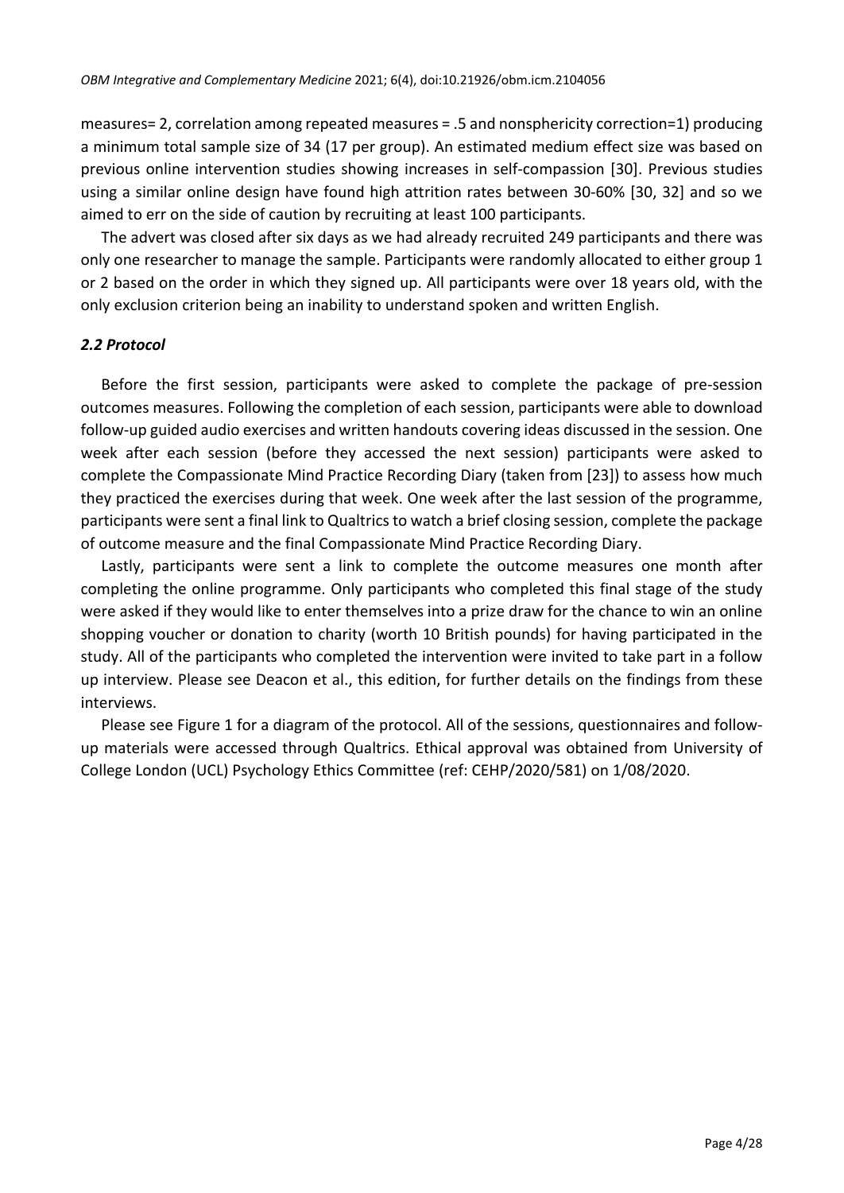measures= 2, correlation among repeated measures = .5 and nonsphericity correction=1) producing a minimum total sample size of 34 (17 per group). An estimated medium effect size was based on previous online intervention studies showing increases in self-compassion [30]. Previous studies using a similar online design have found high attrition rates between 30-60% [30, 32] and so we aimed to err on the side of caution by recruiting at least 100 participants.

The advert was closed after six days as we had already recruited 249 participants and there was only one researcher to manage the sample. Participants were randomly allocated to either group 1 or 2 based on the order in which they signed up. All participants were over 18 years old, with the only exclusion criterion being an inability to understand spoken and written English.

### *2.2 Protocol*

Before the first session, participants were asked to complete the package of pre-session outcomes measures. Following the completion of each session, participants were able to download follow-up guided audio exercises and written handouts covering ideas discussed in the session. One week after each session (before they accessed the next session) participants were asked to complete the Compassionate Mind Practice Recording Diary (taken from [23]) to assess how much they practiced the exercises during that week. One week after the last session of the programme, participants were sent a final link to Qualtrics to watch a brief closing session, complete the package of outcome measure and the final Compassionate Mind Practice Recording Diary.

Lastly, participants were sent a link to complete the outcome measures one month after completing the online programme. Only participants who completed this final stage of the study were asked if they would like to enter themselves into a prize draw for the chance to win an online shopping voucher or donation to charity (worth 10 British pounds) for having participated in the study. All of the participants who completed the intervention were invited to take part in a follow up interview. Please see Deacon et al., this edition, for further details on the findings from these interviews.

Please see Figure 1 for a diagram of the protocol. All of the sessions, questionnaires and follow-up materials were accessed through Qualtrics. Ethical approval was obtained from University of College London (UCL) Psychology Ethics Committee (ref: CEHP/2020/581) on 1/08/2020.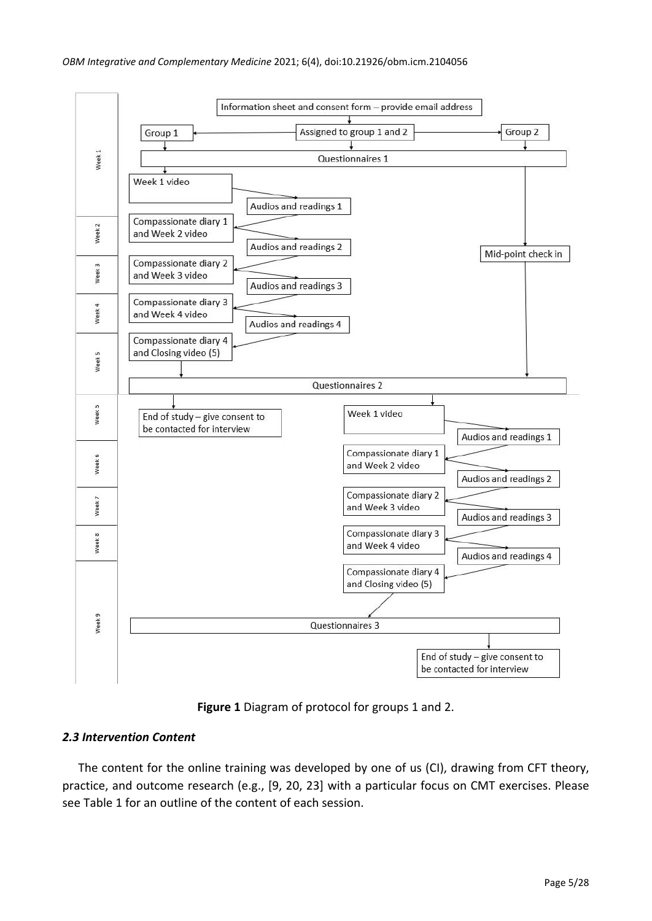Week 1
Week 2
Week 3
Week 4
Week 5
Week 5
Week 6
Week 7
Week 8
Week 9

Information sheet and consent form – provide email address
Assigned to group 1 and 2
Group 1
Group 2
Questionnaires 1
Week 1 video
Audios and readings 1
Compassionate diary 1 and Week 2 video
Audios and readings 2
Mid-point check in
Compassionate diary 2 and Week 3 video
Audios and readings 3
Compassionate diary 3 and Week 4 video
Audios and readings 4
Compassionate diary 4 and Closing video (5)
Questionnaires 2
End of study – give consent to be contacted for interview
Week 1 video
Audios and readings 1
Compassionate diary 1 and Week 2 video
Audios and readings 2
Compassionate diary 2 and Week 3 video
Audios and readings 3
Compassionate diary 3 and Week 4 video
Audios and readings 4
Compassionate diary 4 and Closing video (5)
Questionnaires 3
End of study – give consent to be contacted for interview

**Figure 1** Diagram of protocol for groups 1 and 2.

### *2.3 Intervention Content*

The content for the online training was developed by one of us (CI), drawing from CFT theory, practice, and outcome research (e.g., [9, 20, 23] with a particular focus on CMT exercises. Please see Table 1 for an outline of the content of each session.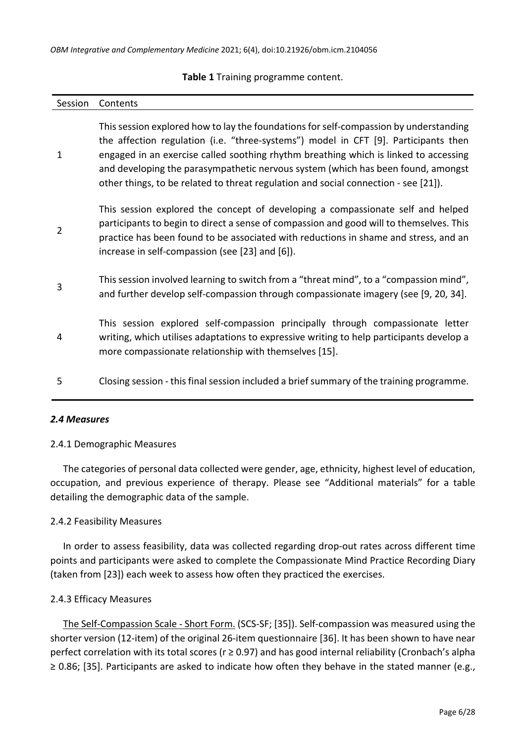**Table 1** Training programme content.

| Session | Contents |
|---|---|
| 1 | This session explored how to lay the foundations for self-compassion by understanding the affection regulation (i.e. "three-systems") model in CFT [9]. Participants then engaged in an exercise called soothing rhythm breathing which is linked to accessing and developing the parasympathetic nervous system (which has been found, amongst other things, to be related to threat regulation and social connection - see [21]). |
| 2 | This session explored the concept of developing a compassionate self and helped participants to begin to direct a sense of compassion and good will to themselves. This practice has been found to be associated with reductions in shame and stress, and an increase in self-compassion (see [23] and [6]). |
| 3 | This session involved learning to switch from a "threat mind", to a "compassion mind", and further develop self-compassion through compassionate imagery (see [9, 20, 34]. |
| 4 | This session explored self-compassion principally through compassionate letter writing, which utilises adaptations to expressive writing to help participants develop a more compassionate relationship with themselves [15]. |
| 5 | Closing session - this final session included a brief summary of the training programme. |

### *2.4 Measures*

#### 2.4.1 Demographic Measures

The categories of personal data collected were gender, age, ethnicity, highest level of education, occupation, and previous experience of therapy. Please see "Additional materials" for a table detailing the demographic data of the sample.

#### 2.4.2 Feasibility Measures

In order to assess feasibility, data was collected regarding drop-out rates across different time points and participants were asked to complete the Compassionate Mind Practice Recording Diary (taken from [23]) each week to assess how often they practiced the exercises.

#### 2.4.3 Efficacy Measures

The Self-Compassion Scale - Short Form. (SCS-SF; [35]). Self-compassion was measured using the shorter version (12-item) of the original 26-item questionnaire [36]. It has been shown to have near perfect correlation with its total scores ($r \geq 0.97$) and has good internal reliability (Cronbach's alpha $\geq 0.86$; [35]. Participants are asked to indicate how often they behave in the stated manner (e.g.,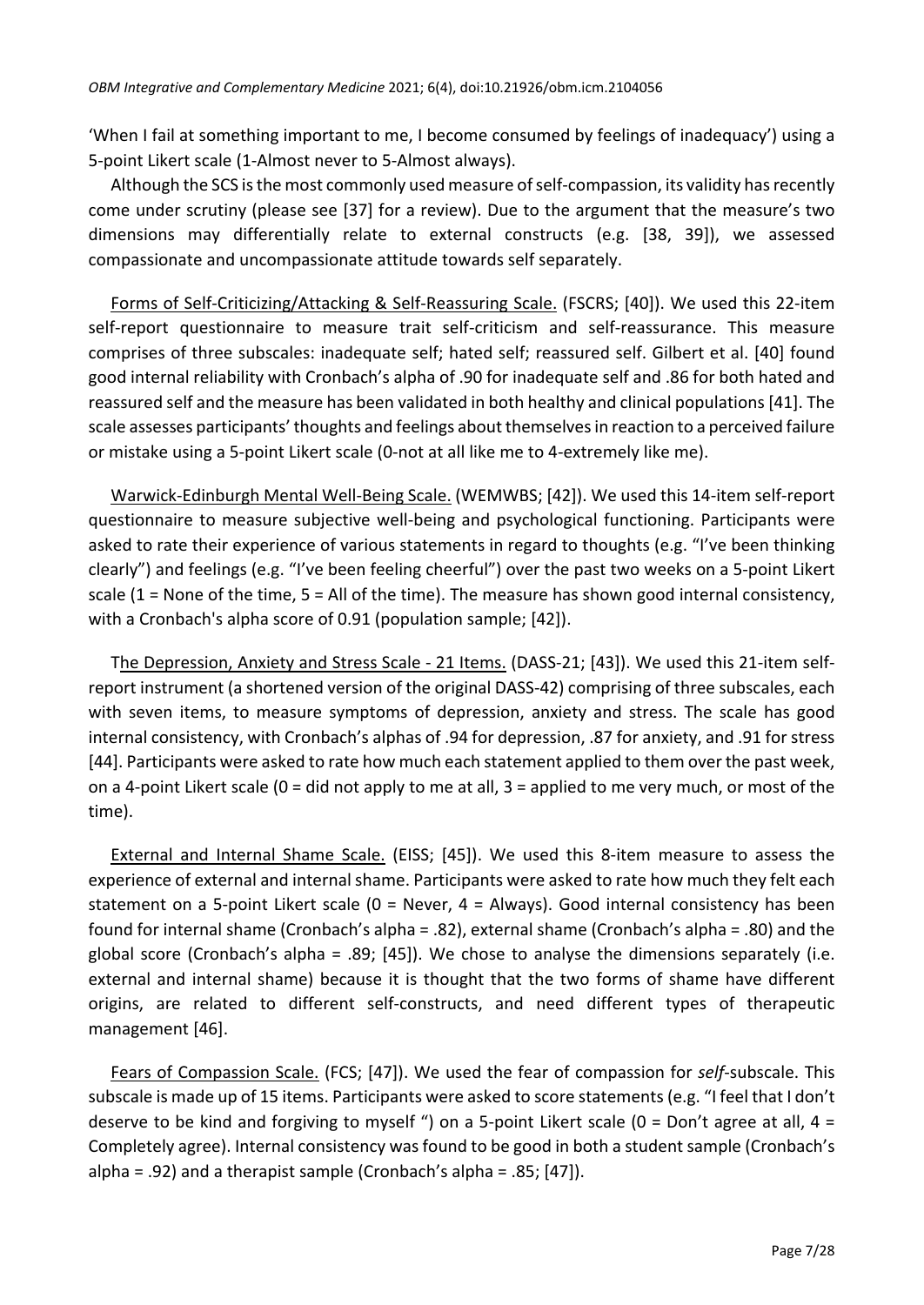'When I fail at something important to me, I become consumed by feelings of inadequacy') using a 5-point Likert scale (1-Almost never to 5-Almost always).

Although the SCS is the most commonly used measure of self-compassion, its validity has recently come under scrutiny (please see [37] for a review). Due to the argument that the measure's two dimensions may differentially relate to external constructs (e.g. [38, 39]), we assessed compassionate and uncompassionate attitude towards self separately.

Forms of Self-Criticizing/Attacking & Self-Reassuring Scale. (FSCRS; [40]). We used this 22-item self-report questionnaire to measure trait self-criticism and self-reassurance. This measure comprises of three subscales: inadequate self; hated self; reassured self. Gilbert et al. [40] found good internal reliability with Cronbach's alpha of .90 for inadequate self and .86 for both hated and reassured self and the measure has been validated in both healthy and clinical populations [41]. The scale assesses participants' thoughts and feelings about themselves in reaction to a perceived failure or mistake using a 5-point Likert scale (0-not at all like me to 4-extremely like me).

Warwick-Edinburgh Mental Well-Being Scale. (WEMWBS; [42]). We used this 14-item self-report questionnaire to measure subjective well-being and psychological functioning. Participants were asked to rate their experience of various statements in regard to thoughts (e.g. "I've been thinking clearly") and feelings (e.g. "I've been feeling cheerful") over the past two weeks on a 5-point Likert scale (1 = None of the time, 5 = All of the time). The measure has shown good internal consistency, with a Cronbach's alpha score of 0.91 (population sample; [42]).

The Depression, Anxiety and Stress Scale - 21 Items. (DASS-21; [43]). We used this 21-item self-report instrument (a shortened version of the original DASS-42) comprising of three subscales, each with seven items, to measure symptoms of depression, anxiety and stress. The scale has good internal consistency, with Cronbach's alphas of .94 for depression, .87 for anxiety, and .91 for stress [44]. Participants were asked to rate how much each statement applied to them over the past week, on a 4-point Likert scale (0 = did not apply to me at all, 3 = applied to me very much, or most of the time).

External and Internal Shame Scale. (EISS; [45]). We used this 8-item measure to assess the experience of external and internal shame. Participants were asked to rate how much they felt each statement on a 5-point Likert scale (0 = Never, 4 = Always). Good internal consistency has been found for internal shame (Cronbach's alpha = .82), external shame (Cronbach's alpha = .80) and the global score (Cronbach's alpha = .89; [45]). We chose to analyse the dimensions separately (i.e. external and internal shame) because it is thought that the two forms of shame have different origins, are related to different self-constructs, and need different types of therapeutic management [46].

Fears of Compassion Scale. (FCS; [47]). We used the fear of compassion for *self*-subscale. This subscale is made up of 15 items. Participants were asked to score statements (e.g. "I feel that I don't deserve to be kind and forgiving to myself ") on a 5-point Likert scale (0 = Don't agree at all, 4 = Completely agree). Internal consistency was found to be good in both a student sample (Cronbach's alpha = .92) and a therapist sample (Cronbach's alpha = .85; [47]).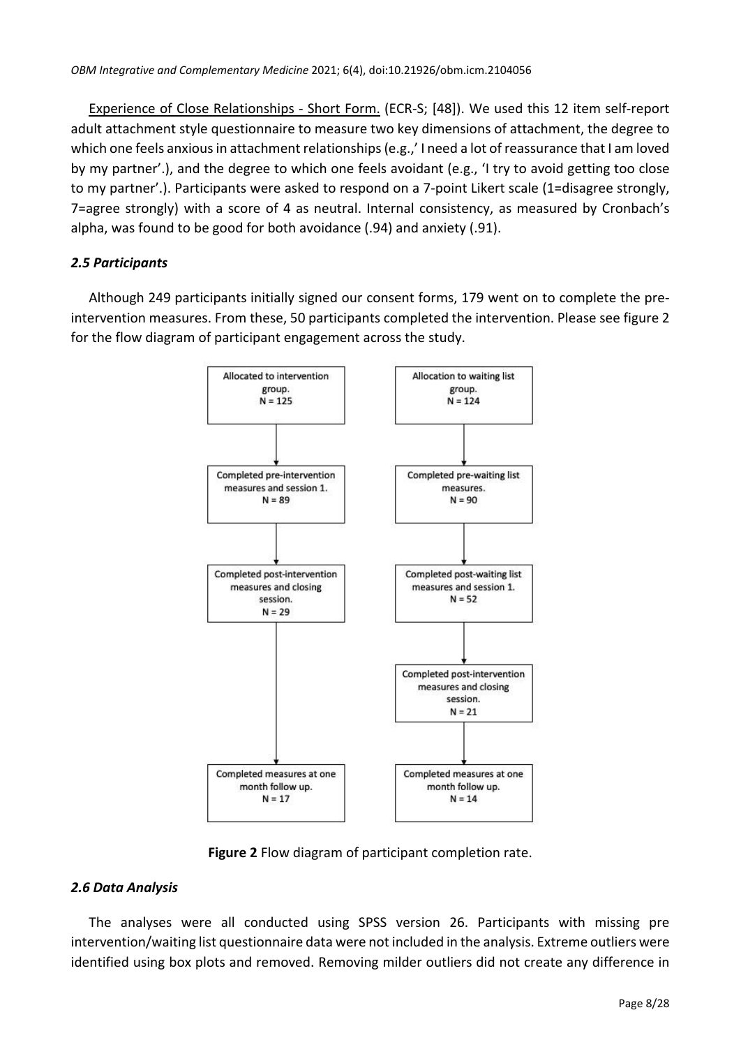Experience of Close Relationships - Short Form. (ECR-S; [48]). We used this 12 item self-report adult attachment style questionnaire to measure two key dimensions of attachment, the degree to which one feels anxious in attachment relationships (e.g.,' I need a lot of reassurance that I am loved by my partner'.), and the degree to which one feels avoidant (e.g., 'I try to avoid getting too close to my partner'.). Participants were asked to respond on a 7-point Likert scale (1=disagree strongly, 7=agree strongly) with a score of 4 as neutral. Internal consistency, as measured by Cronbach's alpha, was found to be good for both avoidance (.94) and anxiety (.91).

### *2.5 Participants*

Although 249 participants initially signed our consent forms, 179 went on to complete the pre-intervention measures. From these, 50 participants completed the intervention. Please see figure 2 for the flow diagram of participant engagement across the study.

Allocated to intervention group.
N = 125

Completed pre-intervention measures and session 1.
N = 89

Completed post-intervention measures and closing session.
N = 29

Completed measures at one month follow up.
N = 17

Allocation to waiting list group.
N = 124

Completed pre-waiting list measures.
N = 90

Completed post-waiting list measures and session 1.
N = 52

Completed post-intervention measures and closing session.
N = 21

Completed measures at one month follow up.
N = 14

**Figure 2** Flow diagram of participant completion rate.

### *2.6 Data Analysis*

The analyses were all conducted using SPSS version 26. Participants with missing pre intervention/waiting list questionnaire data were not included in the analysis. Extreme outliers were identified using box plots and removed. Removing milder outliers did not create any difference in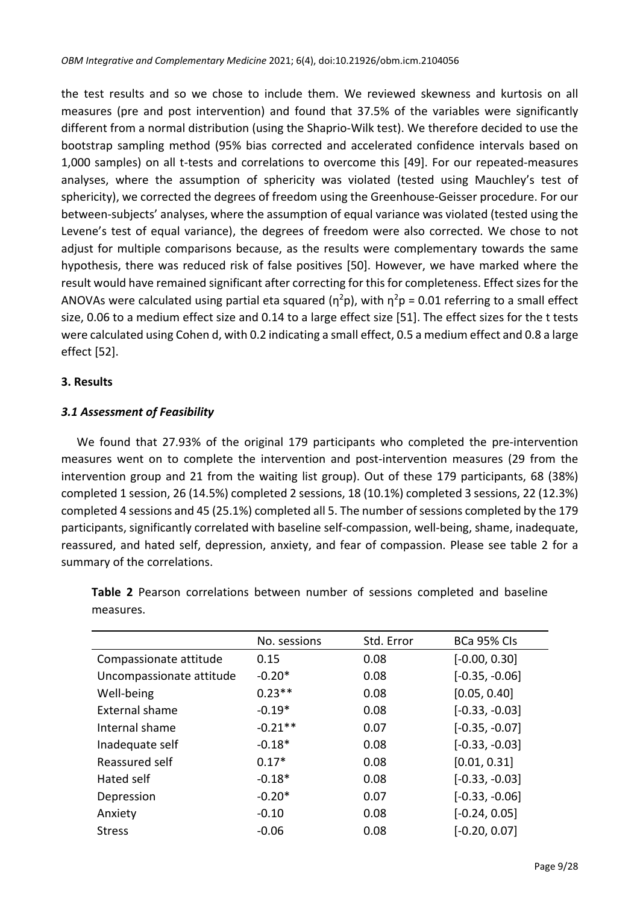the test results and so we chose to include them. We reviewed skewness and kurtosis on all measures (pre and post intervention) and found that 37.5% of the variables were significantly different from a normal distribution (using the Shaprio-Wilk test). We therefore decided to use the bootstrap sampling method (95% bias corrected and accelerated confidence intervals based on 1,000 samples) on all t-tests and correlations to overcome this [49]. For our repeated-measures analyses, where the assumption of sphericity was violated (tested using Mauchley's test of sphericity), we corrected the degrees of freedom using the Greenhouse-Geisser procedure. For our between-subjects' analyses, where the assumption of equal variance was violated (tested using the Levene's test of equal variance), the degrees of freedom were also corrected. We chose to not adjust for multiple comparisons because, as the results were complementary towards the same hypothesis, there was reduced risk of false positives [50]. However, we have marked where the result would have remained significant after correcting for this for completeness. Effect sizes for the ANOVAs were calculated using partial eta squared ($\eta^2p$), with $\eta^2p = 0.01$ referring to a small effect size, 0.06 to a medium effect size and 0.14 to a large effect size [51]. The effect sizes for the t tests were calculated using Cohen d, with 0.2 indicating a small effect, 0.5 a medium effect and 0.8 a large effect [52].

## 3. Results

### *3.1 Assessment of Feasibility*

We found that 27.93% of the original 179 participants who completed the pre-intervention measures went on to complete the intervention and post-intervention measures (29 from the intervention group and 21 from the waiting list group). Out of these 179 participants, 68 (38%) completed 1 session, 26 (14.5%) completed 2 sessions, 18 (10.1%) completed 3 sessions, 22 (12.3%) completed 4 sessions and 45 (25.1%) completed all 5. The number of sessions completed by the 179 participants, significantly correlated with baseline self-compassion, well-being, shame, inadequate, reassured, and hated self, depression, anxiety, and fear of compassion. Please see table 2 for a summary of the correlations.

**Table 2** Pearson correlations between number of sessions completed and baseline measures.

| | No. sessions | Std. Error | BCa 95% CIs |
|---|---|---|---|
| Compassionate attitude | 0.15 | 0.08 | [-0.00, 0.30] |
| Uncompassionate attitude | -0.20* | 0.08 | [-0.35, -0.06] |
| Well-being | 0.23** | 0.08 | [0.05, 0.40] |
| External shame | -0.19* | 0.08 | [-0.33, -0.03] |
| Internal shame | -0.21** | 0.07 | [-0.35, -0.07] |
| Inadequate self | -0.18* | 0.08 | [-0.33, -0.03] |
| Reassured self | 0.17* | 0.08 | [0.01, 0.31] |
| Hated self | -0.18* | 0.08 | [-0.33, -0.03] |
| Depression | -0.20* | 0.07 | [-0.33, -0.06] |
| Anxiety | -0.10 | 0.08 | [-0.24, 0.05] |
| Stress | -0.06 | 0.08 | [-0.20, 0.07] |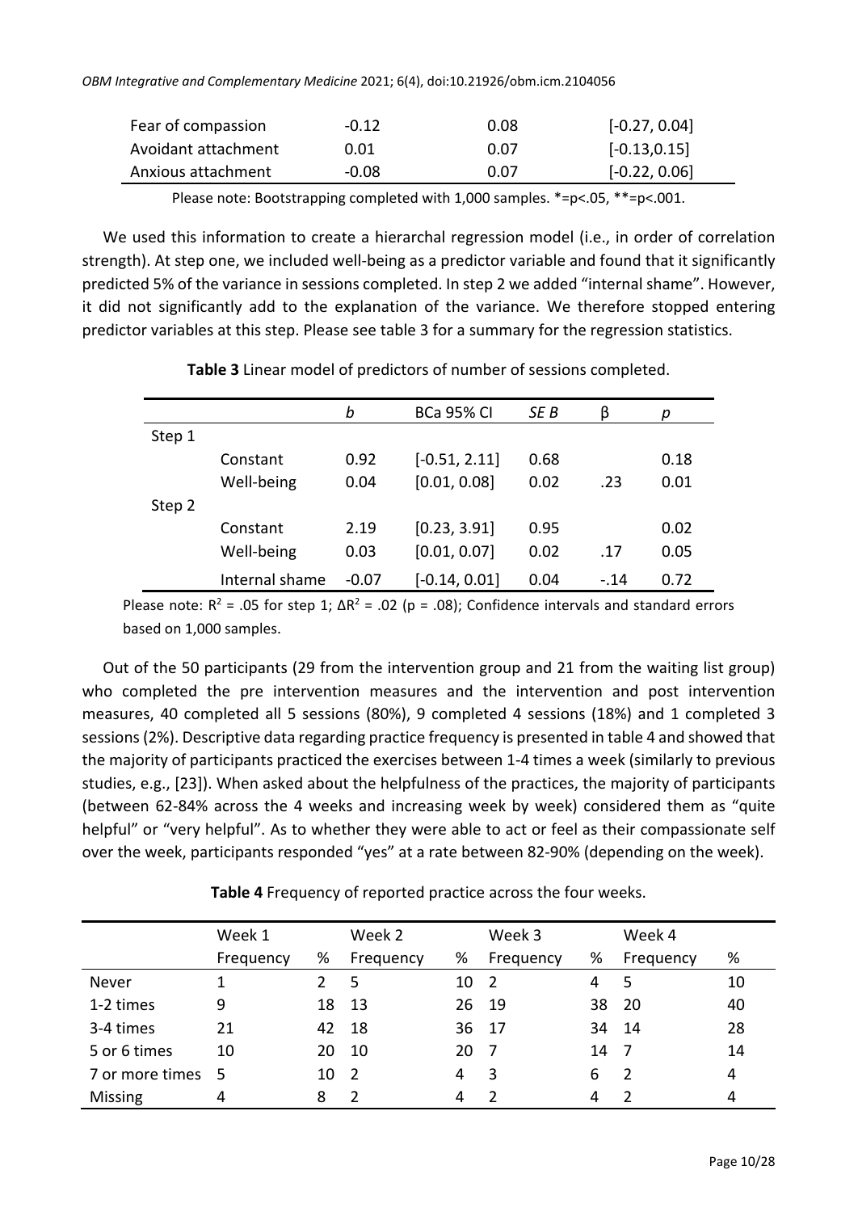| | | | |
|---|---|---|---|
| Fear of compassion | -0.12 | 0.08 | [-0.27, 0.04] |
| Avoidant attachment | 0.01 | 0.07 | [-0.13,0.15] |
| Anxious attachment | -0.08 | 0.07 | [-0.22, 0.06] |

Please note: Bootstrapping completed with 1,000 samples. *=p<.05, **=p<.001.

We used this information to create a hierarchal regression model (i.e., in order of correlation strength). At step one, we included well-being as a predictor variable and found that it significantly predicted 5% of the variance in sessions completed. In step 2 we added "internal shame". However, it did not significantly add to the explanation of the variance. We therefore stopped entering predictor variables at this step. Please see table 3 for a summary for the regression statistics.

**Table 3** Linear model of predictors of number of sessions completed.

| | | *b* | BCa 95% CI | *SE B* | β | *p* |
|---|---|---|---|---|---|---|
| Step 1 | | | | | | |
| | Constant | 0.92 | [-0.51, 2.11] | 0.68 | | 0.18 |
| | Well-being | 0.04 | [0.01, 0.08] | 0.02 | .23 | 0.01 |
| Step 2 | | | | | | |
| | Constant | 2.19 | [0.23, 3.91] | 0.95 | | 0.02 |
| | Well-being | 0.03 | [0.01, 0.07] | 0.02 | .17 | 0.05 |
| | Internal shame | -0.07 | [-0.14, 0.01] | 0.04 | -.14 | 0.72 |

Please note: $R^2$ = .05 for step 1; $\Delta R^2$ = .02 (p = .08); Confidence intervals and standard errors based on 1,000 samples.

Out of the 50 participants (29 from the intervention group and 21 from the waiting list group) who completed the pre intervention measures and the intervention and post intervention measures, 40 completed all 5 sessions (80%), 9 completed 4 sessions (18%) and 1 completed 3 sessions (2%). Descriptive data regarding practice frequency is presented in table 4 and showed that the majority of participants practiced the exercises between 1-4 times a week (similarly to previous studies, e.g., [23]). When asked about the helpfulness of the practices, the majority of participants (between 62-84% across the 4 weeks and increasing week by week) considered them as "quite helpful" or "very helpful". As to whether they were able to act or feel as their compassionate self over the week, participants responded "yes" at a rate between 82-90% (depending on the week).

**Table 4** Frequency of reported practice across the four weeks.

| | Week 1 | | Week 2 | | Week 3 | | Week 4 | |
|---|---|---|---|---|---|---|---|---|
| | Frequency | % | Frequency | % | Frequency | % | Frequency | % |
| Never | 1 | 2 | 5 | 10 | 2 | 4 | 5 | 10 |
| 1-2 times | 9 | 18 | 13 | 26 | 19 | 38 | 20 | 40 |
| 3-4 times | 21 | 42 | 18 | 36 | 17 | 34 | 14 | 28 |
| 5 or 6 times | 10 | 20 | 10 | 20 | 7 | 14 | 7 | 14 |
| 7 or more times | 5 | 10 | 2 | 4 | 3 | 6 | 2 | 4 |
| Missing | 4 | 8 | 2 | 4 | 2 | 4 | 2 | 4 |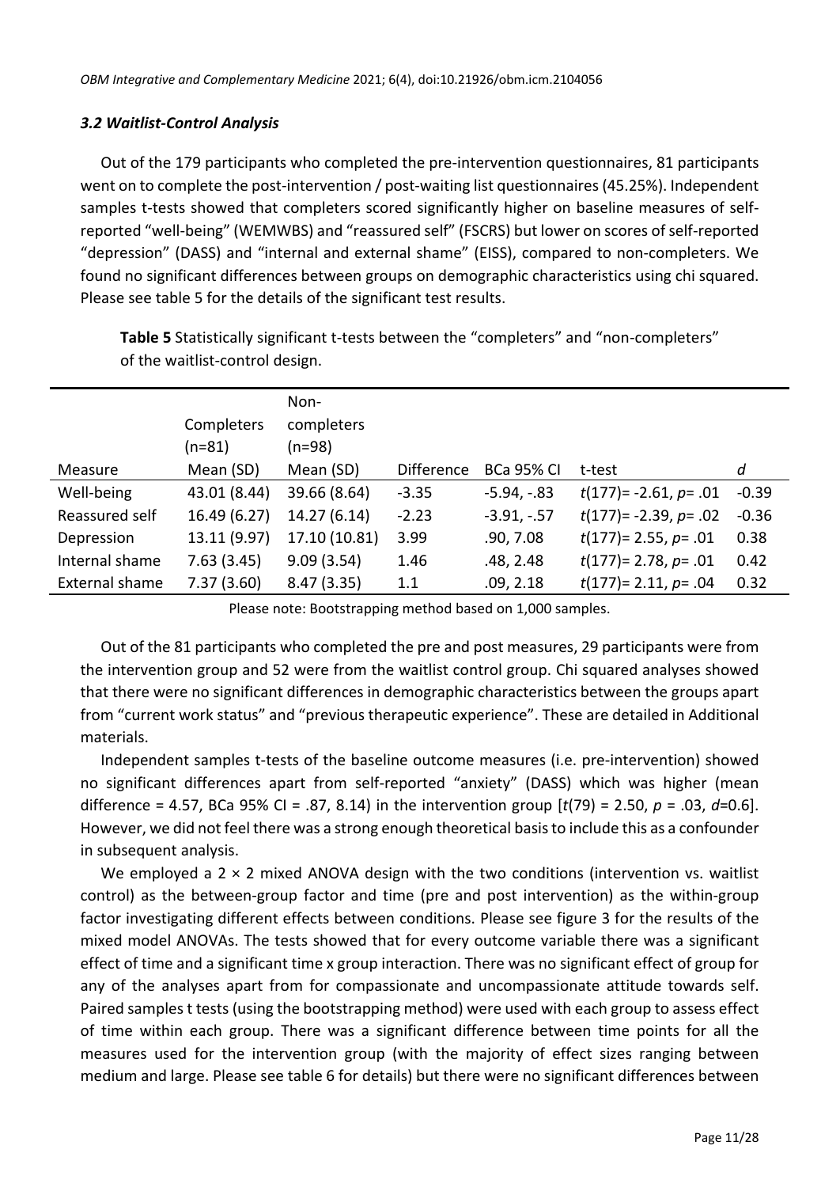### *3.2 Waitlist-Control Analysis*

Out of the 179 participants who completed the pre-intervention questionnaires, 81 participants went on to complete the post-intervention / post-waiting list questionnaires (45.25%). Independent samples t-tests showed that completers scored significantly higher on baseline measures of self-reported "well-being" (WEMWBS) and "reassured self" (FSCRS) but lower on scores of self-reported "depression" (DASS) and "internal and external shame" (EISS), compared to non-completers. We found no significant differences between groups on demographic characteristics using chi squared. Please see table 5 for the details of the significant test results.

**Table 5** Statistically significant t-tests between the "completers" and "non-completers" of the waitlist-control design.

| Measure | Completers (n=81) Mean (SD) | Non-completers (n=98) Mean (SD) | Difference | BCa 95% CI | t-test | *d* |
|---|---|---|---|---|---|---|
| Well-being | 43.01 (8.44) | 39.66 (8.64) | -3.35 | -5.94, -.83 | $t(177)= -2.61$, $p= .01$ | -0.39 |
| Reassured self | 16.49 (6.27) | 14.27 (6.14) | -2.23 | -3.91, -.57 | $t(177)= -2.39$, $p= .02$ | -0.36 |
| Depression | 13.11 (9.97) | 17.10 (10.81) | 3.99 | .90, 7.08 | $t(177)= 2.55$, $p= .01$ | 0.38 |
| Internal shame | 7.63 (3.45) | 9.09 (3.54) | 1.46 | .48, 2.48 | $t(177)= 2.78$, $p= .01$ | 0.42 |
| External shame | 7.37 (3.60) | 8.47 (3.35) | 1.1 | .09, 2.18 | $t(177)= 2.11$, $p= .04$ | 0.32 |

Please note: Bootstrapping method based on 1,000 samples.

Out of the 81 participants who completed the pre and post measures, 29 participants were from the intervention group and 52 were from the waitlist control group. Chi squared analyses showed that there were no significant differences in demographic characteristics between the groups apart from "current work status" and "previous therapeutic experience". These are detailed in Additional materials.

Independent samples t-tests of the baseline outcome measures (i.e. pre-intervention) showed no significant differences apart from self-reported "anxiety" (DASS) which was higher (mean difference = 4.57, BCa 95% CI = .87, 8.14) in the intervention group [$t(79) = 2.50$, $p = .03$, $d=0.6$]. However, we did not feel there was a strong enough theoretical basis to include this as a confounder in subsequent analysis.

We employed a 2 × 2 mixed ANOVA design with the two conditions (intervention vs. waitlist control) as the between-group factor and time (pre and post intervention) as the within-group factor investigating different effects between conditions. Please see figure 3 for the results of the mixed model ANOVAs. The tests showed that for every outcome variable there was a significant effect of time and a significant time x group interaction. There was no significant effect of group for any of the analyses apart from for compassionate and uncompassionate attitude towards self. Paired samples t tests (using the bootstrapping method) were used with each group to assess effect of time within each group. There was a significant difference between time points for all the measures used for the intervention group (with the majority of effect sizes ranging between medium and large. Please see table 6 for details) but there were no significant differences between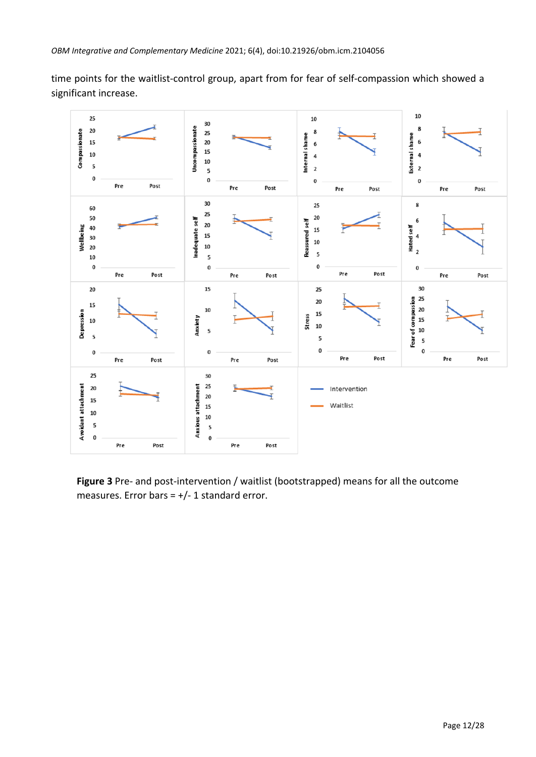time points for the waitlist-control group, apart from for fear of self-compassion which showed a significant increase.

Compassionate
25
20
15
10
5
0
Pre
Post

Uncompassionate
30
25
20
15
10
5
0
Pre
Post

Internal shame
10
8
6
4
2
0
Pre
Post

External shame
10
8
6
4
2
0
Pre
Post

Wellbeing
60
50
40
30
20
10
0
Pre
Post

Inadequate self
30
25
20
15
10
5
0
Pre
Post

Reassured self
25
20
15
10
5
0
Pre
Post

Hated self
8
6
4
2
0
Pre
Post

Depression
20
15
10
5
0
Pre
Post

Anxiety
15
10
5
0
Pre
Post

Stress
25
20
15
10
5
0
Pre
Post

Fear of compassion
30
25
20
15
10
5
0
Pre
Post

Avoidant attachment
25
20
15
10
5
0
Pre
Post

Anxious attachment
30
25
20
15
10
5
0
Pre
Post

Intervention
Waitlist

**Figure 3** Pre- and post-intervention / waitlist (bootstrapped) means for all the outcome measures. Error bars = +/- 1 standard error.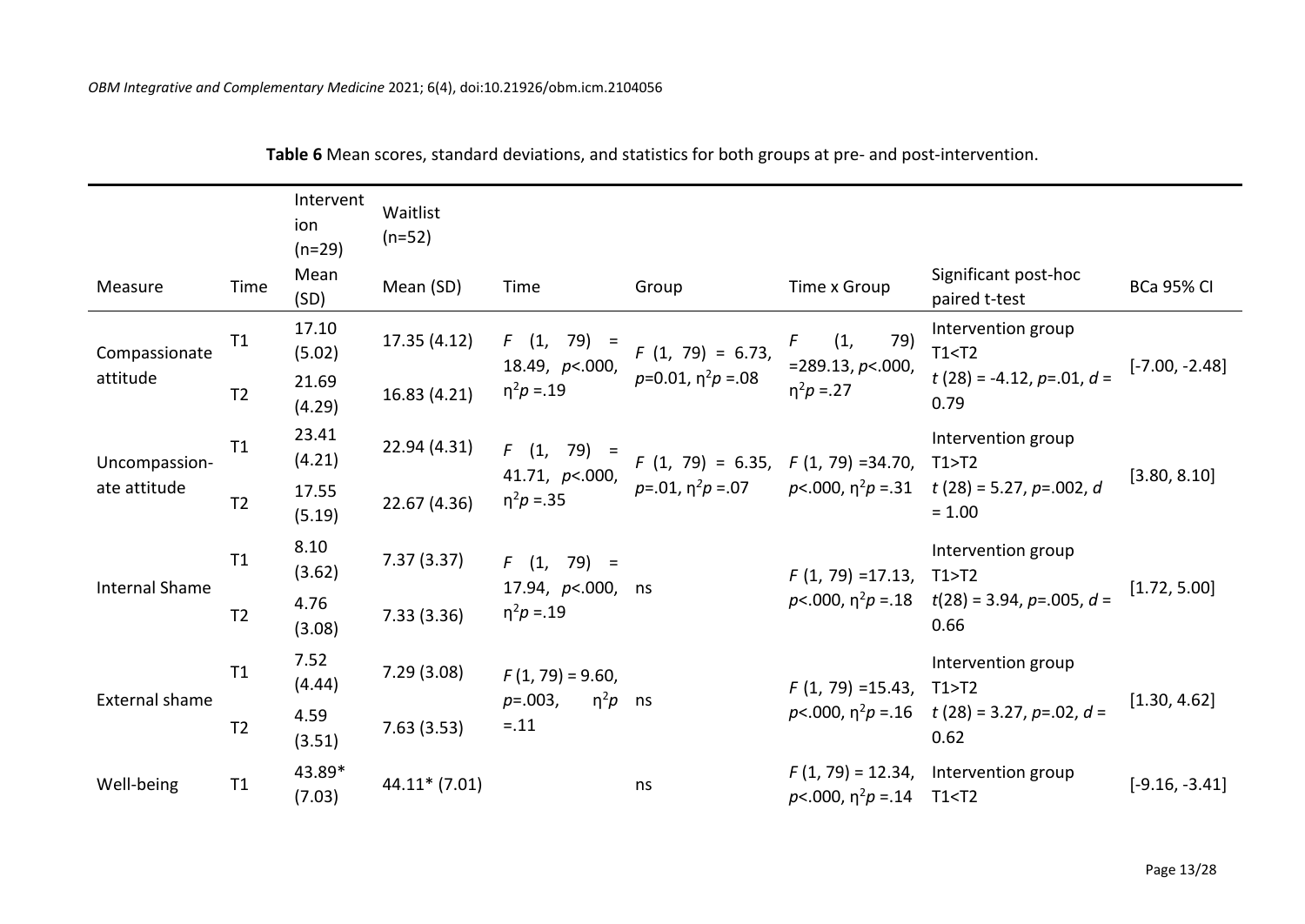**Table 6** Mean scores, standard deviations, and statistics for both groups at pre- and post-intervention.

| Measure | Time | Intervention (n=29) Mean (SD) | Waitlist (n=52) Mean (SD) | Time | Group | Time x Group | Significant post-hoc paired t-test | BCa 95% CI |
|---|---|---|---|---|---|---|---|---|
| Compassionate attitude | T1 | 17.10 (5.02) | 17.35 (4.12) | $F$ (1, 79) = 18.49, $p$<.000, $\eta^2p$ =.19 | $F$ (1, 79) = 6.73, $p$=0.01, $\eta^2p$ =.08 | $F$ (1, 79) =289.13, $p$<.000, $\eta^2p$ =.27 | Intervention group T1<T2 $t$ (28) = -4.12, $p$=.01, $d$ = 0.79 | [-7.00, -2.48] |
| | T2 | 21.69 (4.29) | 16.83 (4.21) | | | | | |
| Uncompassion-ate attitude | T1 | 23.41 (4.21) | 22.94 (4.31) | $F$ (1, 79) = 41.71, $p$<.000, $\eta^2p$ =.35 | $F$ (1, 79) = 6.35, $p$=.01, $\eta^2p$ =.07 | $F$ (1, 79) =34.70, $p$<.000, $\eta^2p$ =.31 | Intervention group T1>T2 $t$ (28) = 5.27, $p$=.002, $d$ = 1.00 | [3.80, 8.10] |
| | T2 | 17.55 (5.19) | 22.67 (4.36) | | | | | |
| Internal Shame | T1 | 8.10 (3.62) | 7.37 (3.37) | $F$ (1, 79) = 17.94, $p$<.000, $\eta^2p$ =.19 | ns | $F$ (1, 79) =17.13, $p$<.000, $\eta^2p$ =.18 | Intervention group T1>T2 $t$(28) = 3.94, $p$=.005, $d$ = 0.66 | [1.72, 5.00] |
| | T2 | 4.76 (3.08) | 7.33 (3.36) | | | | | |
| External shame | T1 | 7.52 (4.44) | 7.29 (3.08) | $F$ (1, 79) = 9.60, $p$=.003, $\eta^2p$ =.11 | ns | $F$ (1, 79) =15.43, $p$<.000, $\eta^2p$ =.16 | Intervention group T1>T2 $t$ (28) = 3.27, $p$=.02, $d$ = 0.62 | [1.30, 4.62] |
| | T2 | 4.59 (3.51) | 7.63 (3.53) | | | | | |
| Well-being | T1 | 43.89* (7.03) | 44.11* (7.01) | | ns | $F$ (1, 79) = 12.34, $p$<.000, $\eta^2p$ =.14 | Intervention group T1<T2 | [-9.16, -3.41] |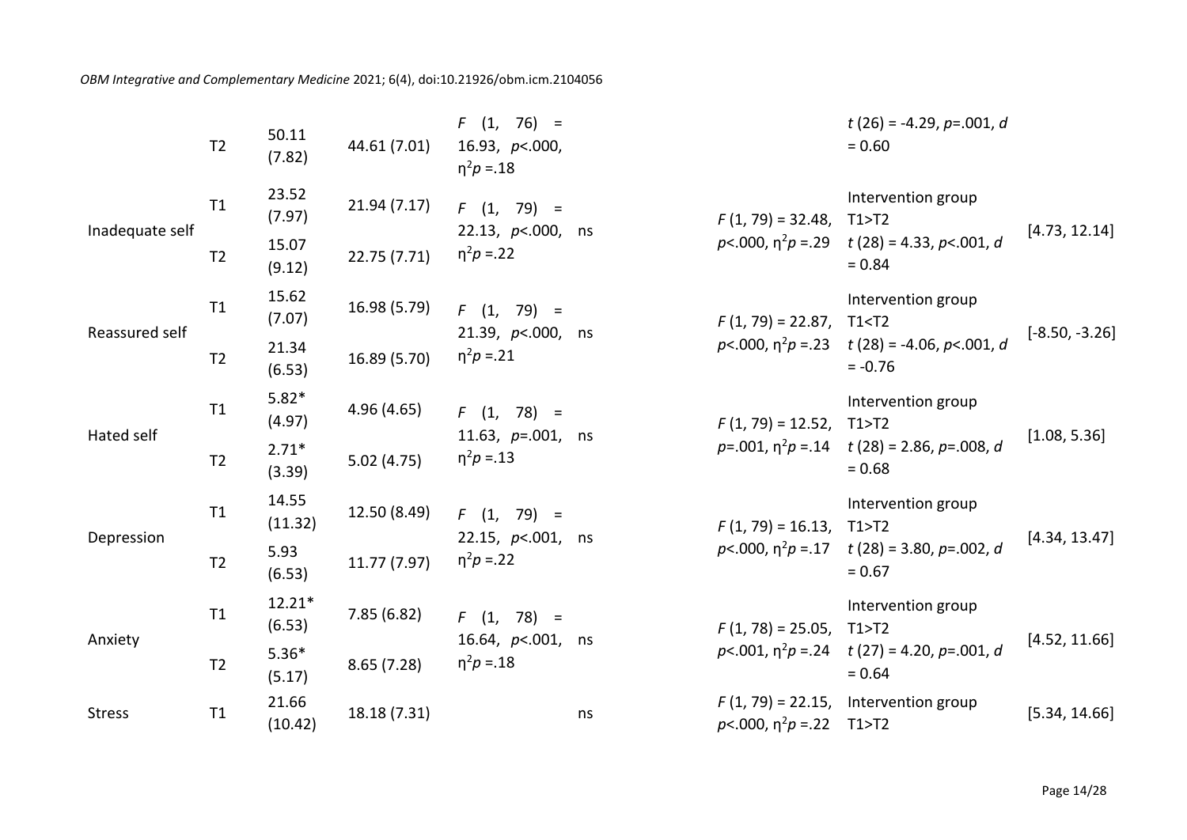| | | | | | | | | |
|---|---|---|---|---|---|---|---|---|
| | T2 | 50.11 (7.82) | 44.61 (7.01) | $F$ (1, 76) = 16.93, $p$<.000, $\eta^2p$ =.18 | | | $t$ (26) = -4.29, $p$=.001, $d$ = 0.60 | |
| Inadequate self | T1 | 23.52 (7.97) | 21.94 (7.17) | $F$ (1, 79) = 22.13, $p$<.000, $\eta^2p$ =.22 | ns | $F$ (1, 79) = 32.48, $p$<.000, $\eta^2p$ =.29 | Intervention group T1>T2 $t$ (28) = 4.33, $p$<.001, $d$ = 0.84 | [4.73, 12.14] |
| | T2 | 15.07 (9.12) | 22.75 (7.71) | | | | | |
| Reassured self | T1 | 15.62 (7.07) | 16.98 (5.79) | $F$ (1, 79) = 21.39, $p$<.000, $\eta^2p$ =.21 | ns | $F$ (1, 79) = 22.87, $p$<.000, $\eta^2p$ =.23 | Intervention group T1<T2 $t$ (28) = -4.06, $p$<.001, $d$ = -0.76 | [-8.50, -3.26] |
| | T2 | 21.34 (6.53) | 16.89 (5.70) | | | | | |
| Hated self | T1 | 5.82* (4.97) | 4.96 (4.65) | $F$ (1, 78) = 11.63, $p$=.001, $\eta^2p$ =.13 | ns | $F$ (1, 79) = 12.52, $p$=.001, $\eta^2p$ =.14 | Intervention group T1>T2 $t$ (28) = 2.86, $p$=.008, $d$ = 0.68 | [1.08, 5.36] |
| | T2 | 2.71* (3.39) | 5.02 (4.75) | | | | | |
| Depression | T1 | 14.55 (11.32) | 12.50 (8.49) | $F$ (1, 79) = 22.15, $p$<.001, $\eta^2p$ =.22 | ns | $F$ (1, 79) = 16.13, $p$<.000, $\eta^2p$ =.17 | Intervention group T1>T2 $t$ (28) = 3.80, $p$=.002, $d$ = 0.67 | [4.34, 13.47] |
| | T2 | 5.93 (6.53) | 11.77 (7.97) | | | | | |
| Anxiety | T1 | 12.21* (6.53) | 7.85 (6.82) | $F$ (1, 78) = 16.64, $p$<.001, $\eta^2p$ =.18 | ns | $F$ (1, 78) = 25.05, $p$<.001, $\eta^2p$ =.24 | Intervention group T1>T2 $t$ (27) = 4.20, $p$=.001, $d$ = 0.64 | [4.52, 11.66] |
| | T2 | 5.36* (5.17) | 8.65 (7.28) | | | | | |
| Stress | T1 | 21.66 (10.42) | 18.18 (7.31) | | ns | $F$ (1, 79) = 22.15, $p$<.000, $\eta^2p$ =.22 | Intervention group T1>T2 | [5.34, 14.66] |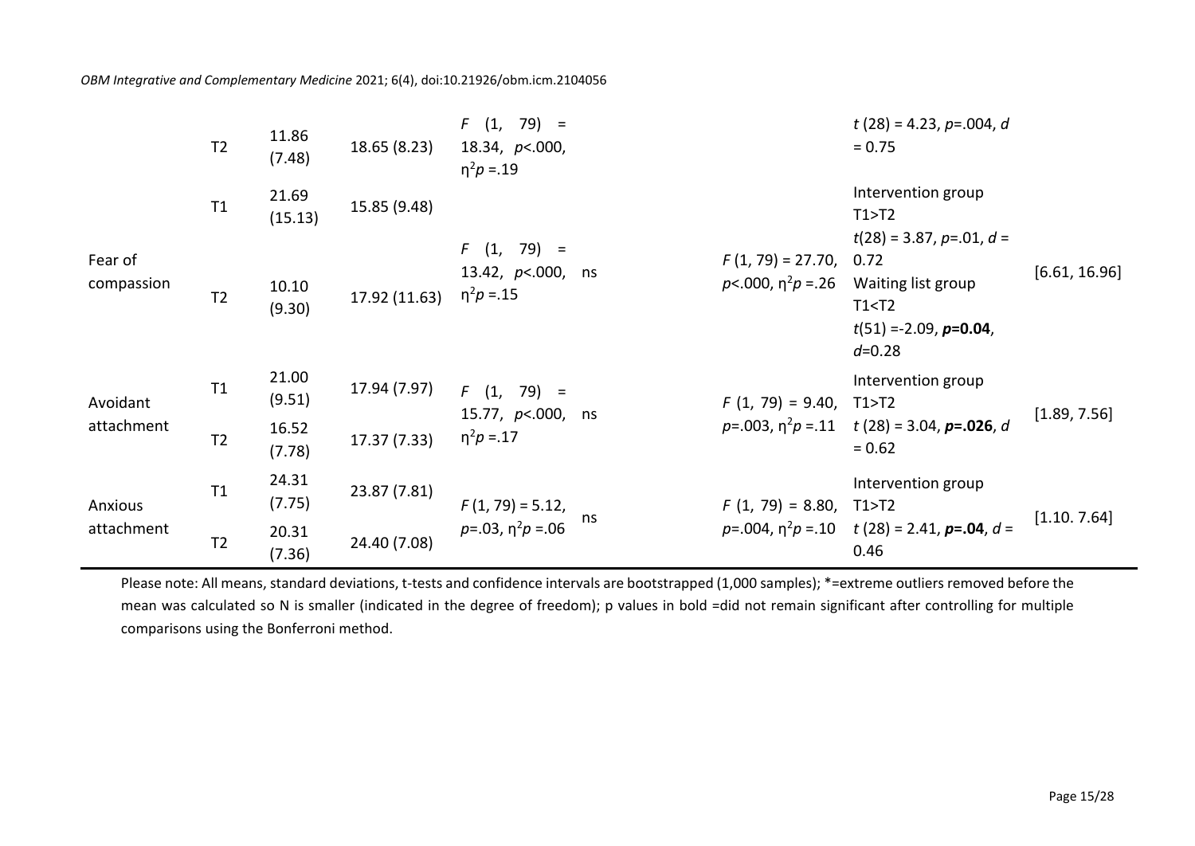| | | | | | | | | |
|---|---|---|---|---|---|---|---|---|
| | T2 | 11.86 (7.48) | 18.65 (8.23) | $F$ (1, 79) = 18.34, $p$<.000, $\eta^2p$ =.19 | | | $t$ (28) = 4.23, $p$=.004, $d$ = 0.75 | |
| Fear of compassion | T1 | 21.69 (15.13) | 15.85 (9.48) | $F$ (1, 79) = 13.42, $p$<.000, $\eta^2p$ =.15 | ns | $F$ (1, 79) = 27.70, $p$<.000, $\eta^2p$ =.26 | Intervention group T1>T2 $t$(28) = 3.87, $p$=.01, $d$ = 0.72 Waiting list group T1<T2 $t$(51) =-2.09, ***p*=0.04**, $d$=0.28 | [6.61, 16.96] |
| | T2 | 10.10 (9.30) | 17.92 (11.63) | | | | | |
| Avoidant attachment | T1 | 21.00 (9.51) | 17.94 (7.97) | $F$ (1, 79) = 15.77, $p$<.000, $\eta^2p$ =.17 | ns | $F$ (1, 79) = 9.40, $p$=.003, $\eta^2p$ =.11 | Intervention group T1>T2 $t$ (28) = 3.04, ***p*=.026**, $d$ = 0.62 | [1.89, 7.56] |
| | T2 | 16.52 (7.78) | 17.37 (7.33) | | | | | |
| Anxious attachment | T1 | 24.31 (7.75) | 23.87 (7.81) | $F$ (1, 79) = 5.12, $p$=.03, $\eta^2p$ =.06 | ns | $F$ (1, 79) = 8.80, $p$=.004, $\eta^2p$ =.10 | Intervention group T1>T2 $t$ (28) = 2.41, ***p*=.04**, $d$ = 0.46 | [1.10. 7.64] |
| | T2 | 20.31 (7.36) | 24.40 (7.08) | | | | | |

Please note: All means, standard deviations, t-tests and confidence intervals are bootstrapped (1,000 samples); *=extreme outliers removed before the mean was calculated so N is smaller (indicated in the degree of freedom); p values in bold =did not remain significant after controlling for multiple comparisons using the Bonferroni method.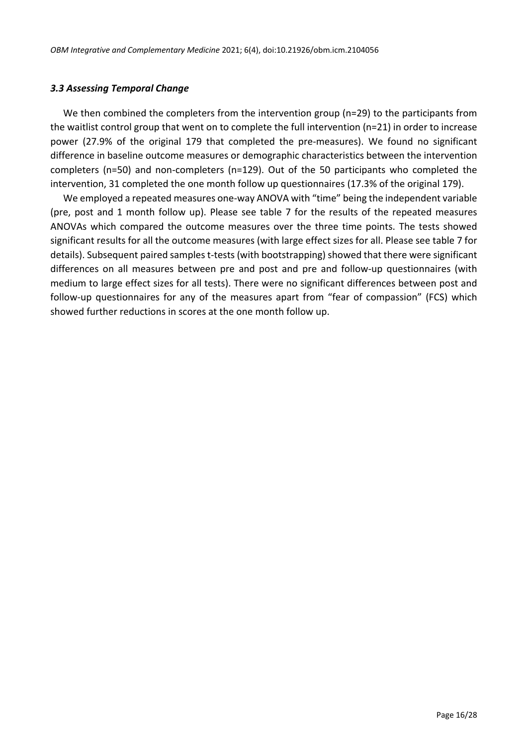### *3.3 Assessing Temporal Change*

We then combined the completers from the intervention group (n=29) to the participants from the waitlist control group that went on to complete the full intervention (n=21) in order to increase power (27.9% of the original 179 that completed the pre-measures). We found no significant difference in baseline outcome measures or demographic characteristics between the intervention completers (n=50) and non-completers (n=129). Out of the 50 participants who completed the intervention, 31 completed the one month follow up questionnaires (17.3% of the original 179).

We employed a repeated measures one-way ANOVA with "time" being the independent variable (pre, post and 1 month follow up). Please see table 7 for the results of the repeated measures ANOVAs which compared the outcome measures over the three time points. The tests showed significant results for all the outcome measures (with large effect sizes for all. Please see table 7 for details). Subsequent paired samples t-tests (with bootstrapping) showed that there were significant differences on all measures between pre and post and pre and follow-up questionnaires (with medium to large effect sizes for all tests). There were no significant differences between post and follow-up questionnaires for any of the measures apart from "fear of compassion" (FCS) which showed further reductions in scores at the one month follow up.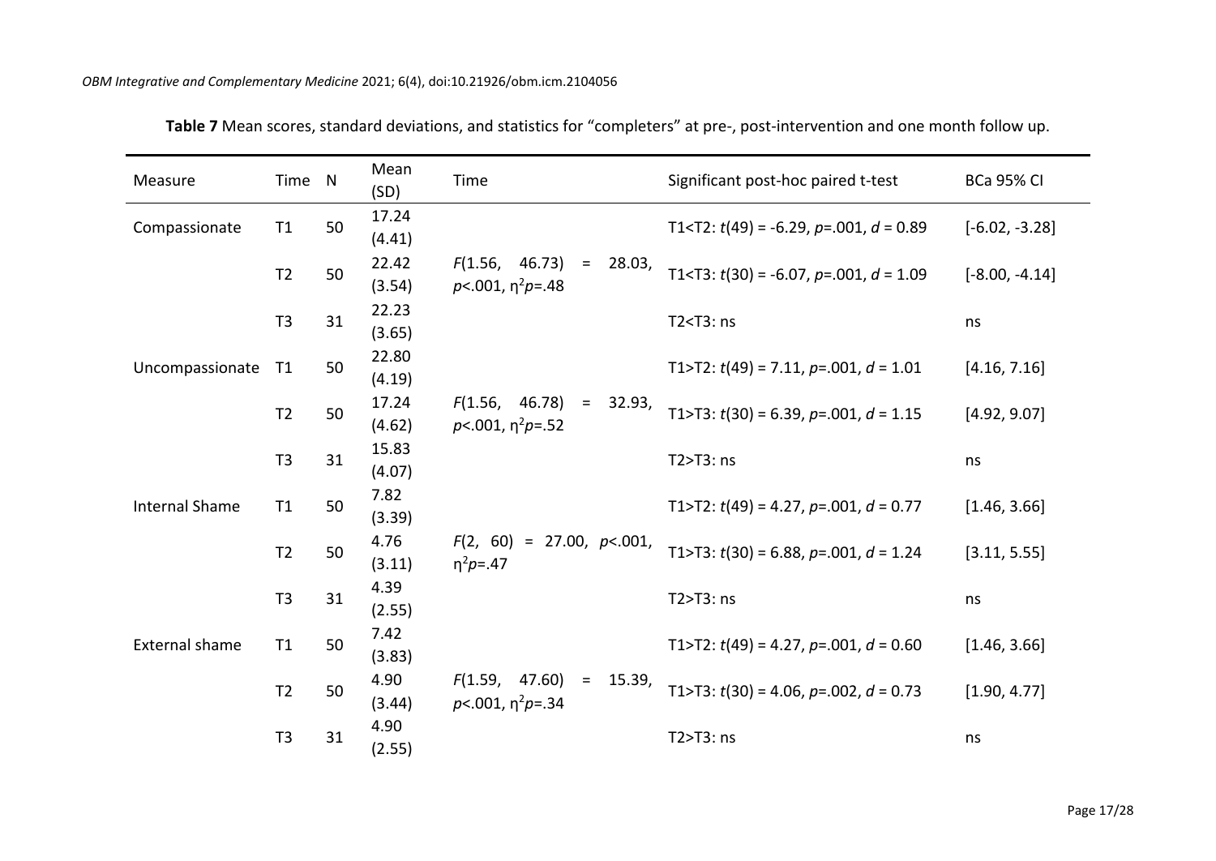**Table 7** Mean scores, standard deviations, and statistics for "completers" at pre-, post-intervention and one month follow up.

| Measure | Time | N | Mean (SD) | Time | Significant post-hoc paired t-test | BCa 95% CI |
|---|---|---|---|---|---|---|
| Compassionate | T1 | 50 | 17.24 (4.41) | | T1<T2: $t(49) = -6.29$, $p=.001$, $d = 0.89$ | [-6.02, -3.28] |
| | T2 | 50 | 22.42 (3.54) | $F(1.56, 46.73) = 28.03$, $p<.001$, $\eta^2 p=.48$ | T1<T3: $t(30) = -6.07$, $p=.001$, $d = 1.09$ | [-8.00, -4.14] |
| | T3 | 31 | 22.23 (3.65) | | T2<T3: ns | ns |
| Uncompassionate | T1 | 50 | 22.80 (4.19) | | T1>T2: $t(49) = 7.11$, $p=.001$, $d = 1.01$ | [4.16, 7.16] |
| | T2 | 50 | 17.24 (4.62) | $F(1.56, 46.78) = 32.93$, $p<.001$, $\eta^2 p=.52$ | T1>T3: $t(30) = 6.39$, $p=.001$, $d = 1.15$ | [4.92, 9.07] |
| | T3 | 31 | 15.83 (4.07) | | T2>T3: ns | ns |
| Internal Shame | T1 | 50 | 7.82 (3.39) | | T1>T2: $t(49) = 4.27$, $p=.001$, $d = 0.77$ | [1.46, 3.66] |
| | T2 | 50 | 4.76 (3.11) | $F(2, 60) = 27.00$, $p<.001$, $\eta^2 p=.47$ | T1>T3: $t(30) = 6.88$, $p=.001$, $d = 1.24$ | [3.11, 5.55] |
| | T3 | 31 | 4.39 (2.55) | | T2>T3: ns | ns |
| External shame | T1 | 50 | 7.42 (3.83) | | T1>T2: $t(49) = 4.27$, $p=.001$, $d = 0.60$ | [1.46, 3.66] |
| | T2 | 50 | 4.90 (3.44) | $F(1.59, 47.60) = 15.39$, $p<.001$, $\eta^2 p=.34$ | T1>T3: $t(30) = 4.06$, $p=.002$, $d = 0.73$ | [1.90, 4.77] |
| | T3 | 31 | 4.90 (2.55) | | T2>T3: ns | ns |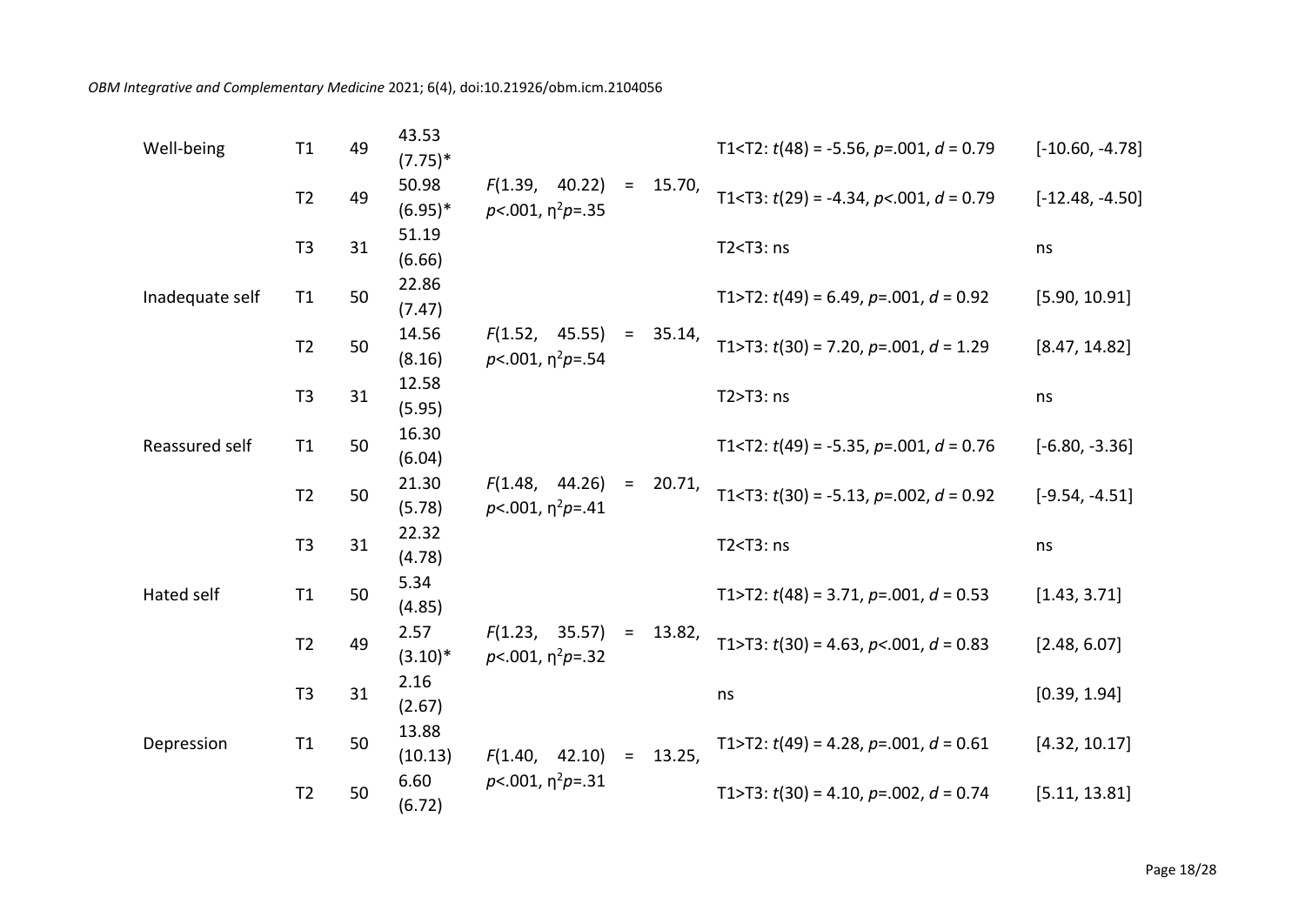| | | | | | | |
|---|---|---|---|---|---|---|
| Well-being | T1 | 49 | 43.53 (7.75)* | | T1<T2: $t(48) = -5.56$, $p=.001$, $d = 0.79$ | [-10.60, -4.78] |
| | T2 | 49 | 50.98 (6.95)* | $F(1.39, 40.22) = 15.70$, $p<.001$, $\eta^2p=.35$ | T1<T3: $t(29) = -4.34$, $p<.001$, $d = 0.79$ | [-12.48, -4.50] |
| | T3 | 31 | 51.19 (6.66) | | T2<T3: ns | ns |
| Inadequate self | T1 | 50 | 22.86 (7.47) | | T1>T2: $t(49) = 6.49$, $p=.001$, $d = 0.92$ | [5.90, 10.91] |
| | T2 | 50 | 14.56 (8.16) | $F(1.52, 45.55) = 35.14$, $p<.001$, $\eta^2p=.54$ | T1>T3: $t(30) = 7.20$, $p=.001$, $d = 1.29$ | [8.47, 14.82] |
| | T3 | 31 | 12.58 (5.95) | | T2>T3: ns | ns |
| Reassured self | T1 | 50 | 16.30 (6.04) | | T1<T2: $t(49) = -5.35$, $p=.001$, $d = 0.76$ | [-6.80, -3.36] |
| | T2 | 50 | 21.30 (5.78) | $F(1.48, 44.26) = 20.71$, $p<.001$, $\eta^2p=.41$ | T1<T3: $t(30) = -5.13$, $p=.002$, $d = 0.92$ | [-9.54, -4.51] |
| | T3 | 31 | 22.32 (4.78) | | T2<T3: ns | ns |
| Hated self | T1 | 50 | 5.34 (4.85) | | T1>T2: $t(48) = 3.71$, $p=.001$, $d = 0.53$ | [1.43, 3.71] |
| | T2 | 49 | 2.57 (3.10)* | $F(1.23, 35.57) = 13.82$, $p<.001$, $\eta^2p=.32$ | T1>T3: $t(30) = 4.63$, $p<.001$, $d = 0.83$ | [2.48, 6.07] |
| | T3 | 31 | 2.16 (2.67) | | ns | [0.39, 1.94] |
| Depression | T1 | 50 | 13.88 (10.13) | $F(1.40, 42.10) = 13.25$, $p<.001$, $\eta^2p=.31$ | T1>T2: $t(49) = 4.28$, $p=.001$, $d = 0.61$ | [4.32, 10.17] |
| | T2 | 50 | 6.60 (6.72) | | T1>T3: $t(30) = 4.10$, $p=.002$, $d = 0.74$ | [5.11, 13.81] |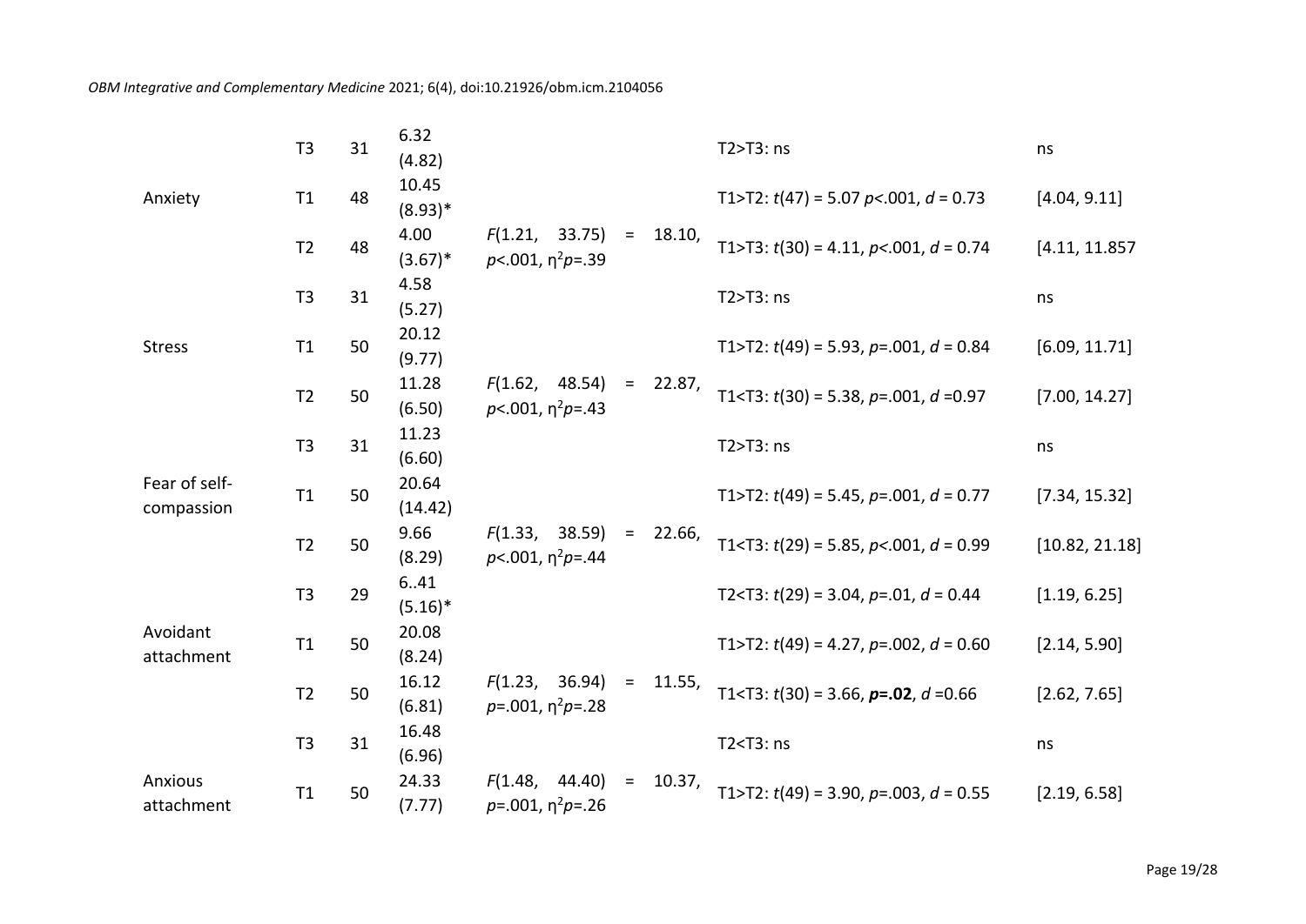| | | | | | | |
|---|---|---|---|---|---|---|
| | T3 | 31 | 6.32 (4.82) | | T2>T3: ns | ns |
| Anxiety | T1 | 48 | 10.45 (8.93)* | | T1>T2: $t(47) = 5.07$ $p<.001$, $d = 0.73$ | [4.04, 9.11] |
| | T2 | 48 | 4.00 (3.67)* | $F(1.21, 33.75) = 18.10$, $p<.001$, $\eta^2p=.39$ | T1>T3: $t(30) = 4.11$, $p<.001$, $d = 0.74$ | [4.11, 11.857 |
| | T3 | 31 | 4.58 (5.27) | | T2>T3: ns | ns |
| Stress | T1 | 50 | 20.12 (9.77) | | T1>T2: $t(49) = 5.93$, $p=.001$, $d = 0.84$ | [6.09, 11.71] |
| | T2 | 50 | 11.28 (6.50) | $F(1.62, 48.54) = 22.87$, $p<.001$, $\eta^2p=.43$ | T1<T3: $t(30) = 5.38$, $p=.001$, $d = 0.97$ | [7.00, 14.27] |
| | T3 | 31 | 11.23 (6.60) | | T2>T3: ns | ns |
| Fear of self-compassion | T1 | 50 | 20.64 (14.42) | | T1>T2: $t(49) = 5.45$, $p=.001$, $d = 0.77$ | [7.34, 15.32] |
| | T2 | 50 | 9.66 (8.29) | $F(1.33, 38.59) = 22.66$, $p<.001$, $\eta^2p=.44$ | T1<T3: $t(29) = 5.85$, $p<.001$, $d = 0.99$ | [10.82, 21.18] |
| | T3 | 29 | 6..41 (5.16)* | | T2<T3: $t(29) = 3.04$, $p=.01$, $d = 0.44$ | [1.19, 6.25] |
| Avoidant attachment | T1 | 50 | 20.08 (8.24) | | T1>T2: $t(49) = 4.27$, $p=.002$, $d = 0.60$ | [2.14, 5.90] |
| | T2 | 50 | 16.12 (6.81) | $F(1.23, 36.94) = 11.55$, $p=.001$, $\eta^2p=.28$ | T1<T3: $t(30) = 3.66$, ***p*=.02**, $d = 0.66$ | [2.62, 7.65] |
| | T3 | 31 | 16.48 (6.96) | | T2<T3: ns | ns |
| Anxious attachment | T1 | 50 | 24.33 (7.77) | $F(1.48, 44.40) = 10.37$, $p=.001$, $\eta^2p=.26$ | T1>T2: $t(49) = 3.90$, $p=.003$, $d = 0.55$ | [2.19, 6.58] |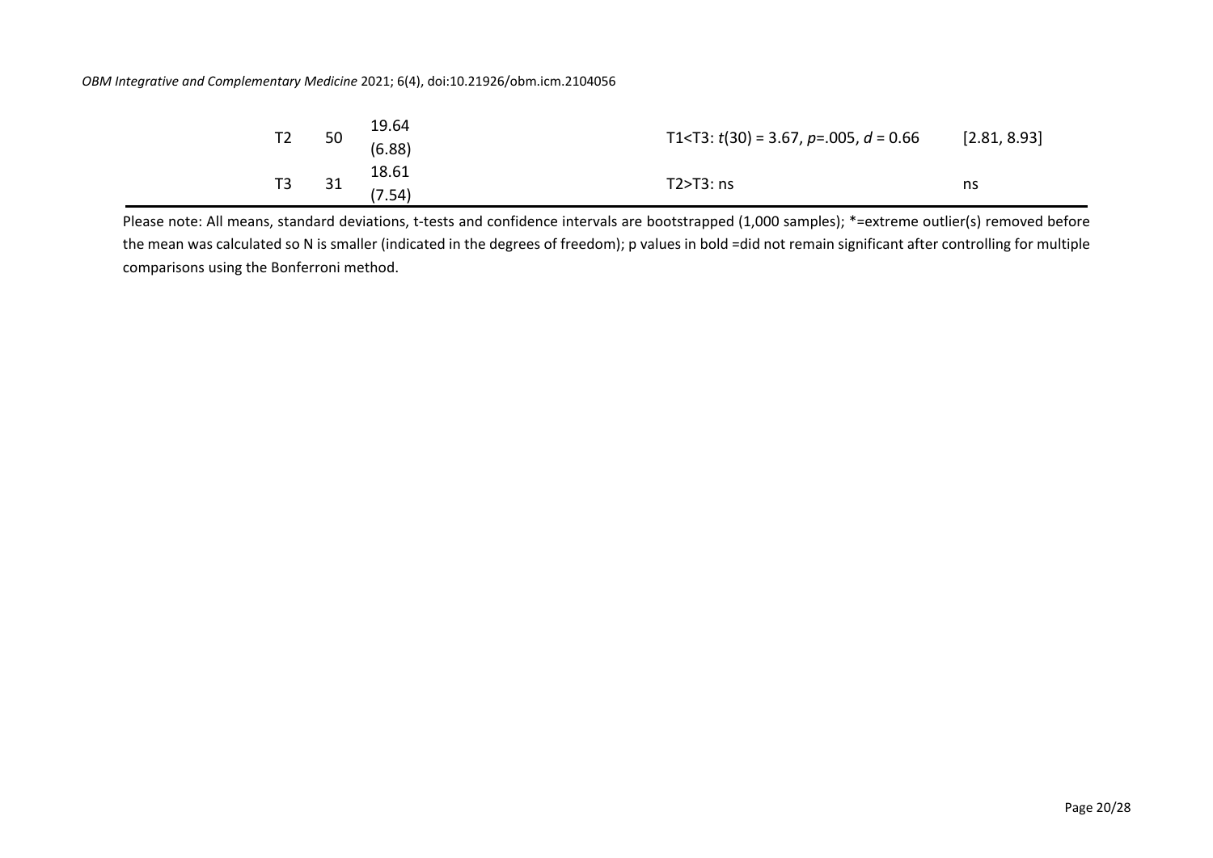| | | | | | |
|---|---|---|---|---|---|
| | T2 | 50 | 19.64 (6.88) | T1<T3: $t(30)$ = 3.67, $p$=.005, $d$ = 0.66 | [2.81, 8.93] |
| | T3 | 31 | 18.61 (7.54) | T2>T3: ns | ns |

Please note: All means, standard deviations, t-tests and confidence intervals are bootstrapped (1,000 samples); *=extreme outlier(s) removed before the mean was calculated so N is smaller (indicated in the degrees of freedom); p values in bold =did not remain significant after controlling for multiple comparisons using the Bonferroni method.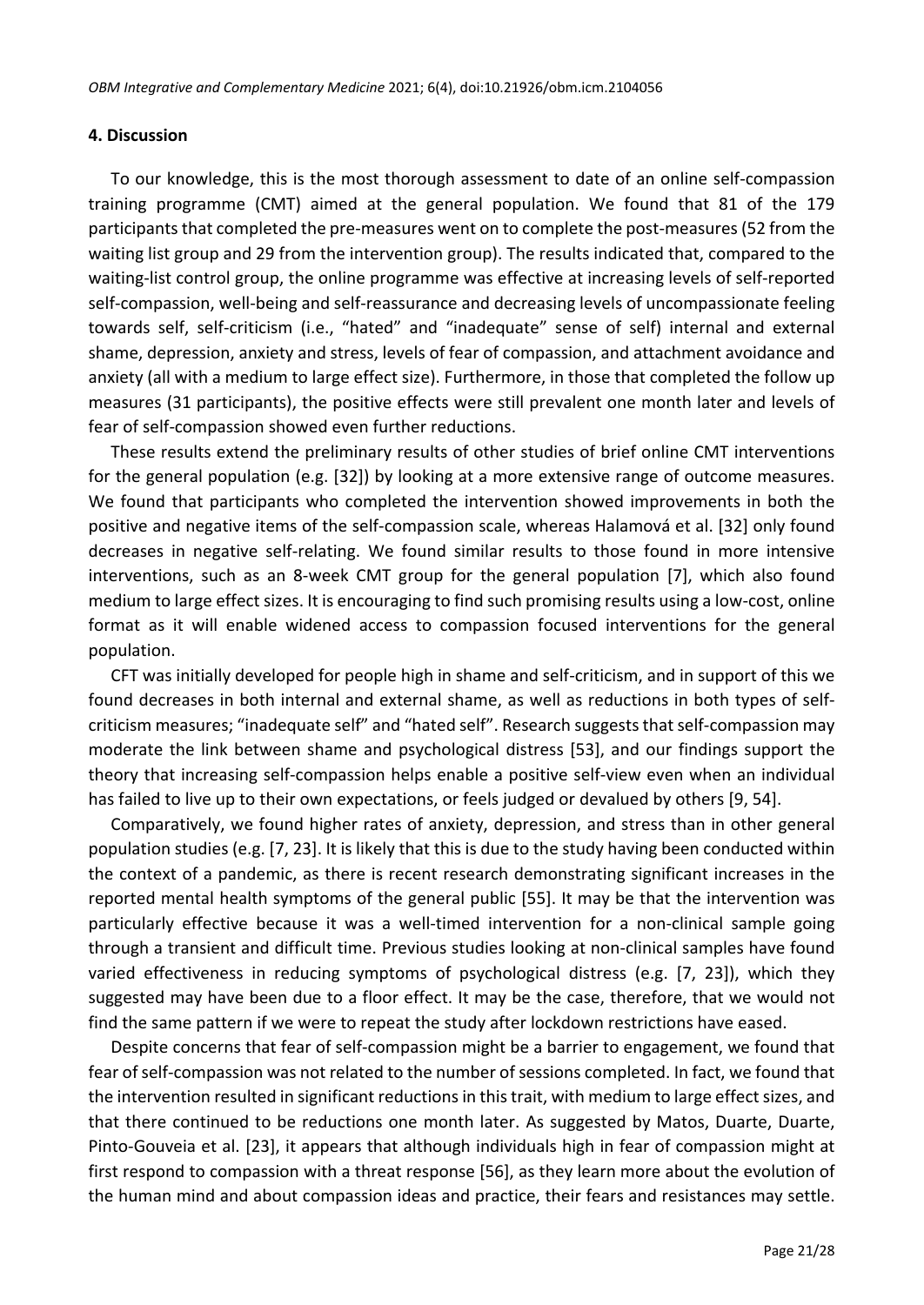## 4. Discussion

To our knowledge, this is the most thorough assessment to date of an online self-compassion training programme (CMT) aimed at the general population. We found that 81 of the 179 participants that completed the pre-measures went on to complete the post-measures (52 from the waiting list group and 29 from the intervention group). The results indicated that, compared to the waiting-list control group, the online programme was effective at increasing levels of self-reported self-compassion, well-being and self-reassurance and decreasing levels of uncompassionate feeling towards self, self-criticism (i.e., "hated" and "inadequate" sense of self) internal and external shame, depression, anxiety and stress, levels of fear of compassion, and attachment avoidance and anxiety (all with a medium to large effect size). Furthermore, in those that completed the follow up measures (31 participants), the positive effects were still prevalent one month later and levels of fear of self-compassion showed even further reductions.

These results extend the preliminary results of other studies of brief online CMT interventions for the general population (e.g. [32]) by looking at a more extensive range of outcome measures. We found that participants who completed the intervention showed improvements in both the positive and negative items of the self-compassion scale, whereas Halamová et al. [32] only found decreases in negative self-relating. We found similar results to those found in more intensive interventions, such as an 8-week CMT group for the general population [7], which also found medium to large effect sizes. It is encouraging to find such promising results using a low-cost, online format as it will enable widened access to compassion focused interventions for the general population.

CFT was initially developed for people high in shame and self-criticism, and in support of this we found decreases in both internal and external shame, as well as reductions in both types of self-criticism measures; "inadequate self" and "hated self". Research suggests that self-compassion may moderate the link between shame and psychological distress [53], and our findings support the theory that increasing self-compassion helps enable a positive self-view even when an individual has failed to live up to their own expectations, or feels judged or devalued by others [9, 54].

Comparatively, we found higher rates of anxiety, depression, and stress than in other general population studies (e.g. [7, 23]. It is likely that this is due to the study having been conducted within the context of a pandemic, as there is recent research demonstrating significant increases in the reported mental health symptoms of the general public [55]. It may be that the intervention was particularly effective because it was a well-timed intervention for a non-clinical sample going through a transient and difficult time. Previous studies looking at non-clinical samples have found varied effectiveness in reducing symptoms of psychological distress (e.g. [7, 23]), which they suggested may have been due to a floor effect. It may be the case, therefore, that we would not find the same pattern if we were to repeat the study after lockdown restrictions have eased.

Despite concerns that fear of self-compassion might be a barrier to engagement, we found that fear of self-compassion was not related to the number of sessions completed. In fact, we found that the intervention resulted in significant reductions in this trait, with medium to large effect sizes, and that there continued to be reductions one month later. As suggested by Matos, Duarte, Duarte, Pinto-Gouveia et al. [23], it appears that although individuals high in fear of compassion might at first respond to compassion with a threat response [56], as they learn more about the evolution of the human mind and about compassion ideas and practice, their fears and resistances may settle.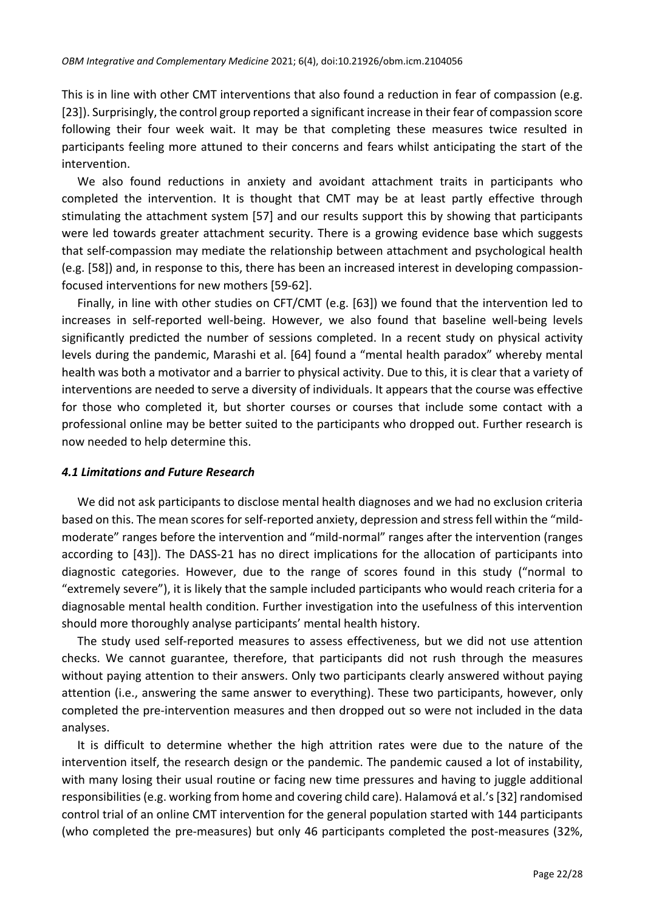This is in line with other CMT interventions that also found a reduction in fear of compassion (e.g. [23]). Surprisingly, the control group reported a significant increase in their fear of compassion score following their four week wait. It may be that completing these measures twice resulted in participants feeling more attuned to their concerns and fears whilst anticipating the start of the intervention.

We also found reductions in anxiety and avoidant attachment traits in participants who completed the intervention. It is thought that CMT may be at least partly effective through stimulating the attachment system [57] and our results support this by showing that participants were led towards greater attachment security. There is a growing evidence base which suggests that self-compassion may mediate the relationship between attachment and psychological health (e.g. [58]) and, in response to this, there has been an increased interest in developing compassion-focused interventions for new mothers [59-62].

Finally, in line with other studies on CFT/CMT (e.g. [63]) we found that the intervention led to increases in self-reported well-being. However, we also found that baseline well-being levels significantly predicted the number of sessions completed. In a recent study on physical activity levels during the pandemic, Marashi et al. [64] found a "mental health paradox" whereby mental health was both a motivator and a barrier to physical activity. Due to this, it is clear that a variety of interventions are needed to serve a diversity of individuals. It appears that the course was effective for those who completed it, but shorter courses or courses that include some contact with a professional online may be better suited to the participants who dropped out. Further research is now needed to help determine this.

### *4.1 Limitations and Future Research*

We did not ask participants to disclose mental health diagnoses and we had no exclusion criteria based on this. The mean scores for self-reported anxiety, depression and stress fell within the "mild-moderate" ranges before the intervention and "mild-normal" ranges after the intervention (ranges according to [43]). The DASS-21 has no direct implications for the allocation of participants into diagnostic categories. However, due to the range of scores found in this study ("normal to "extremely severe"), it is likely that the sample included participants who would reach criteria for a diagnosable mental health condition. Further investigation into the usefulness of this intervention should more thoroughly analyse participants' mental health history.

The study used self-reported measures to assess effectiveness, but we did not use attention checks. We cannot guarantee, therefore, that participants did not rush through the measures without paying attention to their answers. Only two participants clearly answered without paying attention (i.e., answering the same answer to everything). These two participants, however, only completed the pre-intervention measures and then dropped out so were not included in the data analyses.

It is difficult to determine whether the high attrition rates were due to the nature of the intervention itself, the research design or the pandemic. The pandemic caused a lot of instability, with many losing their usual routine or facing new time pressures and having to juggle additional responsibilities (e.g. working from home and covering child care). Halamová et al.'s [32] randomised control trial of an online CMT intervention for the general population started with 144 participants (who completed the pre-measures) but only 46 participants completed the post-measures (32%,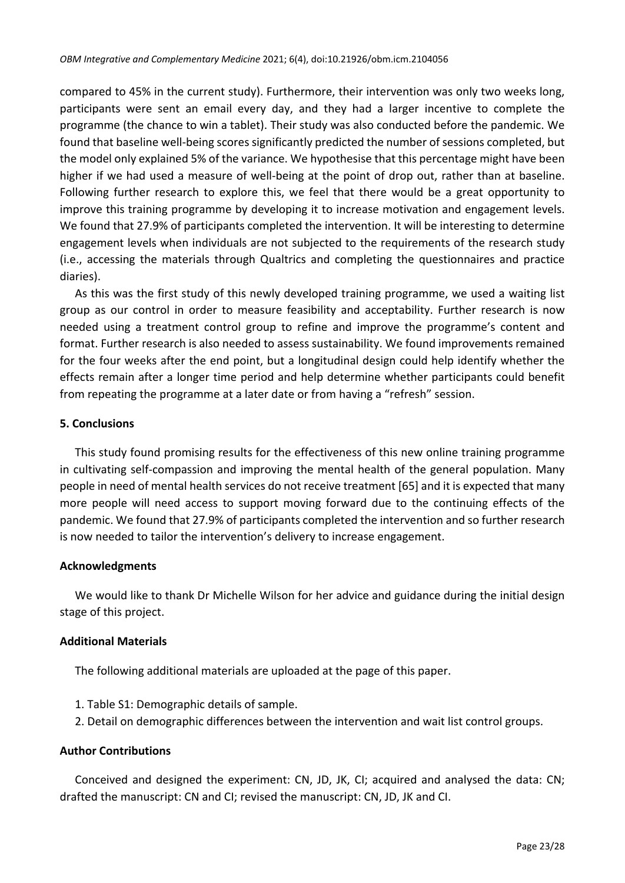compared to 45% in the current study). Furthermore, their intervention was only two weeks long, participants were sent an email every day, and they had a larger incentive to complete the programme (the chance to win a tablet). Their study was also conducted before the pandemic. We found that baseline well-being scores significantly predicted the number of sessions completed, but the model only explained 5% of the variance. We hypothesise that this percentage might have been higher if we had used a measure of well-being at the point of drop out, rather than at baseline. Following further research to explore this, we feel that there would be a great opportunity to improve this training programme by developing it to increase motivation and engagement levels. We found that 27.9% of participants completed the intervention. It will be interesting to determine engagement levels when individuals are not subjected to the requirements of the research study (i.e., accessing the materials through Qualtrics and completing the questionnaires and practice diaries).

As this was the first study of this newly developed training programme, we used a waiting list group as our control in order to measure feasibility and acceptability. Further research is now needed using a treatment control group to refine and improve the programme's content and format. Further research is also needed to assess sustainability. We found improvements remained for the four weeks after the end point, but a longitudinal design could help identify whether the effects remain after a longer time period and help determine whether participants could benefit from repeating the programme at a later date or from having a "refresh" session.

## 5. Conclusions

This study found promising results for the effectiveness of this new online training programme in cultivating self-compassion and improving the mental health of the general population. Many people in need of mental health services do not receive treatment [65] and it is expected that many more people will need access to support moving forward due to the continuing effects of the pandemic. We found that 27.9% of participants completed the intervention and so further research is now needed to tailor the intervention's delivery to increase engagement.

## Acknowledgments

We would like to thank Dr Michelle Wilson for her advice and guidance during the initial design stage of this project.

## Additional Materials

The following additional materials are uploaded at the page of this paper.

1. Table S1: Demographic details of sample.
2. Detail on demographic differences between the intervention and wait list control groups.

## Author Contributions

Conceived and designed the experiment: CN, JD, JK, CI; acquired and analysed the data: CN; drafted the manuscript: CN and CI; revised the manuscript: CN, JD, JK and CI.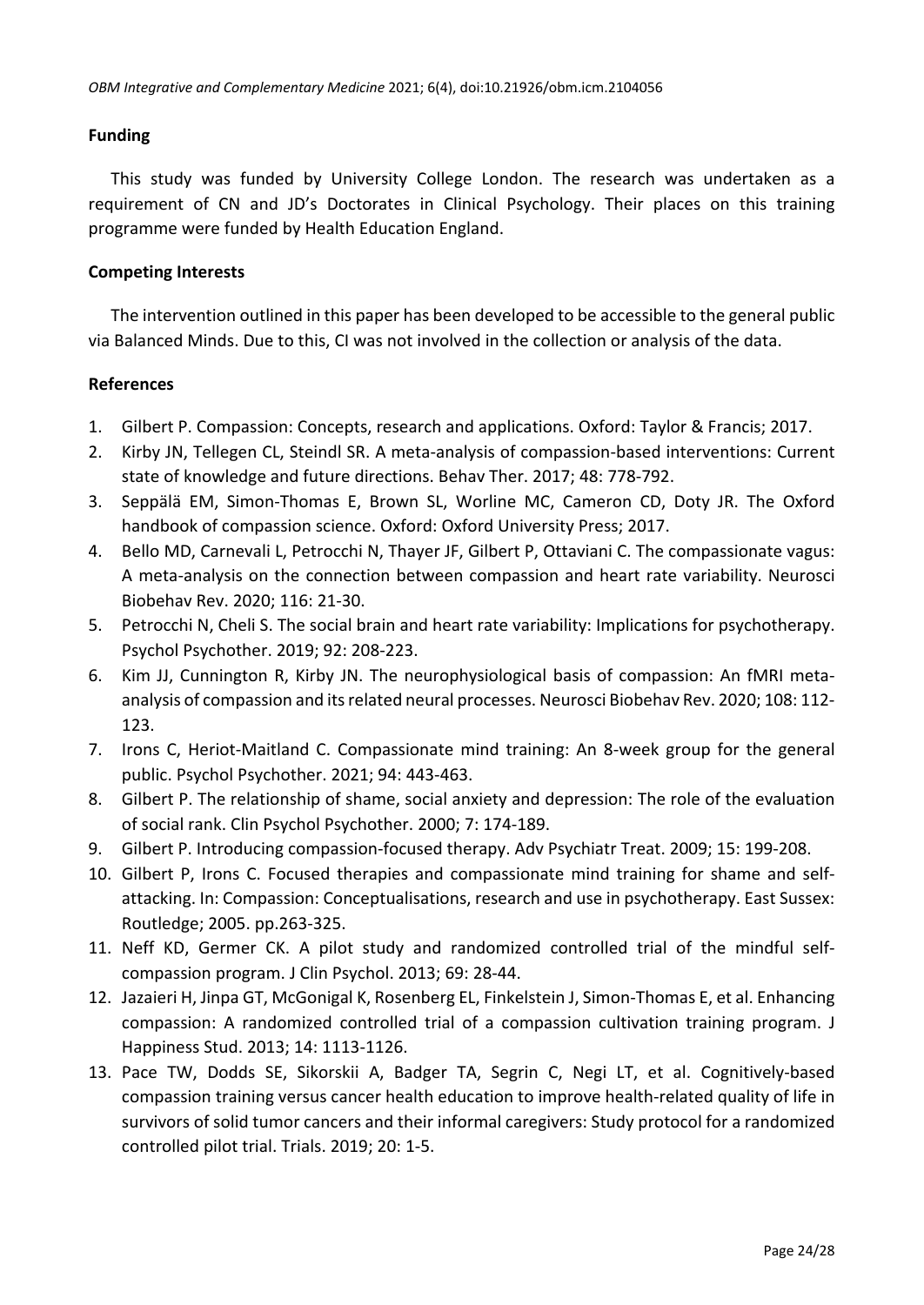## Funding

This study was funded by University College London. The research was undertaken as a requirement of CN and JD's Doctorates in Clinical Psychology. Their places on this training programme were funded by Health Education England.

## Competing Interests

The intervention outlined in this paper has been developed to be accessible to the general public via Balanced Minds. Due to this, CI was not involved in the collection or analysis of the data.

## References

1. Gilbert P. Compassion: Concepts, research and applications. Oxford: Taylor & Francis; 2017.
2. Kirby JN, Tellegen CL, Steindl SR. A meta-analysis of compassion-based interventions: Current state of knowledge and future directions. Behav Ther. 2017; 48: 778-792.
3. Seppälä EM, Simon-Thomas E, Brown SL, Worline MC, Cameron CD, Doty JR. The Oxford handbook of compassion science. Oxford: Oxford University Press; 2017.
4. Bello MD, Carnevali L, Petrocchi N, Thayer JF, Gilbert P, Ottaviani C. The compassionate vagus: A meta-analysis on the connection between compassion and heart rate variability. Neurosci Biobehav Rev. 2020; 116: 21-30.
5. Petrocchi N, Cheli S. The social brain and heart rate variability: Implications for psychotherapy. Psychol Psychother. 2019; 92: 208-223.
6. Kim JJ, Cunnington R, Kirby JN. The neurophysiological basis of compassion: An fMRI meta-analysis of compassion and its related neural processes. Neurosci Biobehav Rev. 2020; 108: 112-123.
7. Irons C, Heriot-Maitland C. Compassionate mind training: An 8-week group for the general public. Psychol Psychother. 2021; 94: 443-463.
8. Gilbert P. The relationship of shame, social anxiety and depression: The role of the evaluation of social rank. Clin Psychol Psychother. 2000; 7: 174-189.
9. Gilbert P. Introducing compassion-focused therapy. Adv Psychiatr Treat. 2009; 15: 199-208.
10. Gilbert P, Irons C. Focused therapies and compassionate mind training for shame and self-attacking. In: Compassion: Conceptualisations, research and use in psychotherapy. East Sussex: Routledge; 2005. pp.263-325.
11. Neff KD, Germer CK. A pilot study and randomized controlled trial of the mindful self-compassion program. J Clin Psychol. 2013; 69: 28-44.
12. Jazaieri H, Jinpa GT, McGonigal K, Rosenberg EL, Finkelstein J, Simon-Thomas E, et al. Enhancing compassion: A randomized controlled trial of a compassion cultivation training program. J Happiness Stud. 2013; 14: 1113-1126.
13. Pace TW, Dodds SE, Sikorskii A, Badger TA, Segrin C, Negi LT, et al. Cognitively-based compassion training versus cancer health education to improve health-related quality of life in survivors of solid tumor cancers and their informal caregivers: Study protocol for a randomized controlled pilot trial. Trials. 2019; 20: 1-5.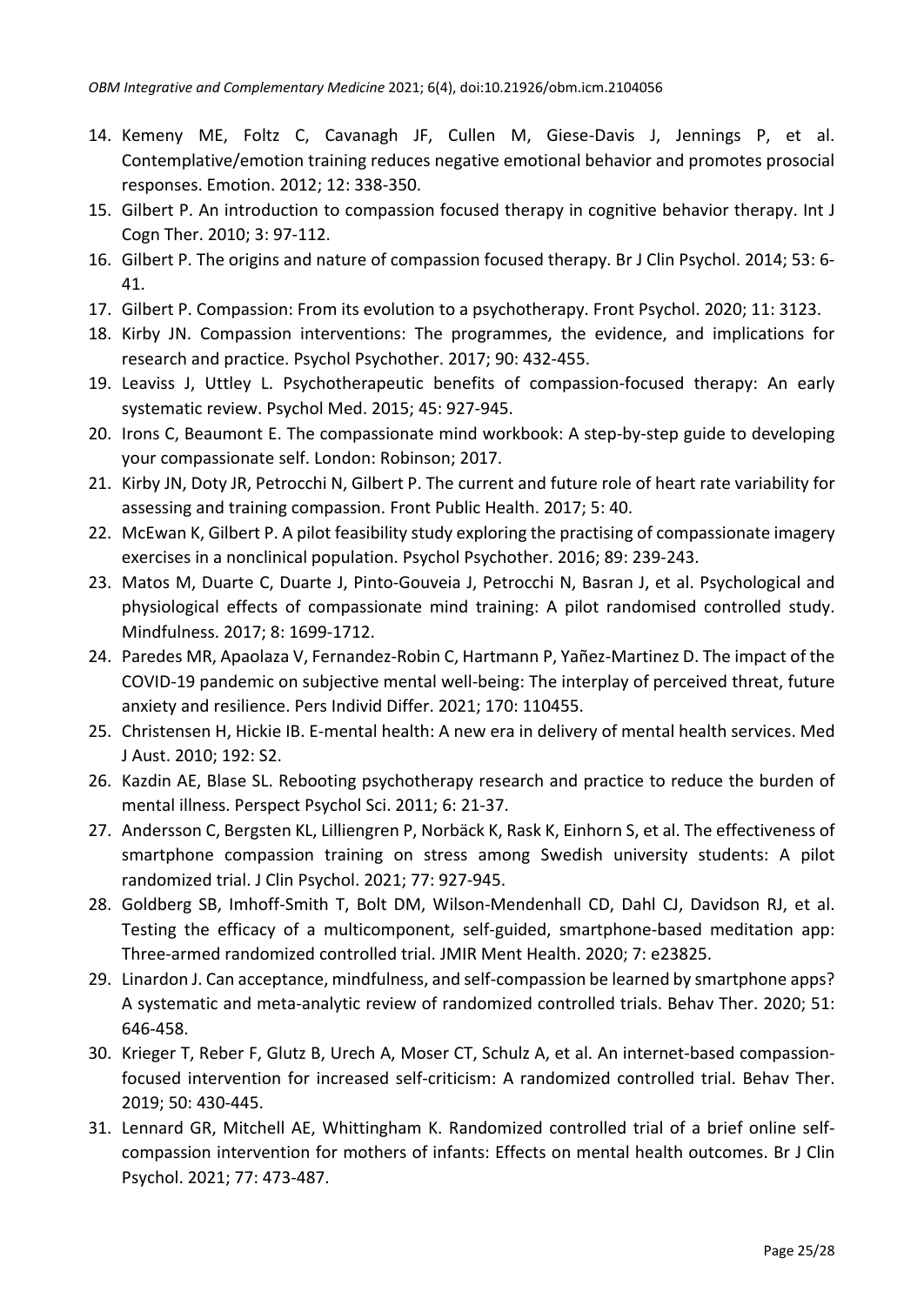14. Kemeny ME, Foltz C, Cavanagh JF, Cullen M, Giese-Davis J, Jennings P, et al. Contemplative/emotion training reduces negative emotional behavior and promotes prosocial responses. Emotion. 2012; 12: 338-350.
15. Gilbert P. An introduction to compassion focused therapy in cognitive behavior therapy. Int J Cogn Ther. 2010; 3: 97-112.
16. Gilbert P. The origins and nature of compassion focused therapy. Br J Clin Psychol. 2014; 53: 6-41.
17. Gilbert P. Compassion: From its evolution to a psychotherapy. Front Psychol. 2020; 11: 3123.
18. Kirby JN. Compassion interventions: The programmes, the evidence, and implications for research and practice. Psychol Psychother. 2017; 90: 432-455.
19. Leaviss J, Uttley L. Psychotherapeutic benefits of compassion-focused therapy: An early systematic review. Psychol Med. 2015; 45: 927-945.
20. Irons C, Beaumont E. The compassionate mind workbook: A step-by-step guide to developing your compassionate self. London: Robinson; 2017.
21. Kirby JN, Doty JR, Petrocchi N, Gilbert P. The current and future role of heart rate variability for assessing and training compassion. Front Public Health. 2017; 5: 40.
22. McEwan K, Gilbert P. A pilot feasibility study exploring the practising of compassionate imagery exercises in a nonclinical population. Psychol Psychother. 2016; 89: 239-243.
23. Matos M, Duarte C, Duarte J, Pinto-Gouveia J, Petrocchi N, Basran J, et al. Psychological and physiological effects of compassionate mind training: A pilot randomised controlled study. Mindfulness. 2017; 8: 1699-1712.
24. Paredes MR, Apaolaza V, Fernandez-Robin C, Hartmann P, Yañez-Martinez D. The impact of the COVID-19 pandemic on subjective mental well-being: The interplay of perceived threat, future anxiety and resilience. Pers Individ Differ. 2021; 170: 110455.
25. Christensen H, Hickie IB. E-mental health: A new era in delivery of mental health services. Med J Aust. 2010; 192: S2.
26. Kazdin AE, Blase SL. Rebooting psychotherapy research and practice to reduce the burden of mental illness. Perspect Psychol Sci. 2011; 6: 21-37.
27. Andersson C, Bergsten KL, Lilliengren P, Norbäck K, Rask K, Einhorn S, et al. The effectiveness of smartphone compassion training on stress among Swedish university students: A pilot randomized trial. J Clin Psychol. 2021; 77: 927-945.
28. Goldberg SB, Imhoff-Smith T, Bolt DM, Wilson-Mendenhall CD, Dahl CJ, Davidson RJ, et al. Testing the efficacy of a multicomponent, self-guided, smartphone-based meditation app: Three-armed randomized controlled trial. JMIR Ment Health. 2020; 7: e23825.
29. Linardon J. Can acceptance, mindfulness, and self-compassion be learned by smartphone apps? A systematic and meta-analytic review of randomized controlled trials. Behav Ther. 2020; 51: 646-458.
30. Krieger T, Reber F, Glutz B, Urech A, Moser CT, Schulz A, et al. An internet-based compassion-focused intervention for increased self-criticism: A randomized controlled trial. Behav Ther. 2019; 50: 430-445.
31. Lennard GR, Mitchell AE, Whittingham K. Randomized controlled trial of a brief online self-compassion intervention for mothers of infants: Effects on mental health outcomes. Br J Clin Psychol. 2021; 77: 473-487.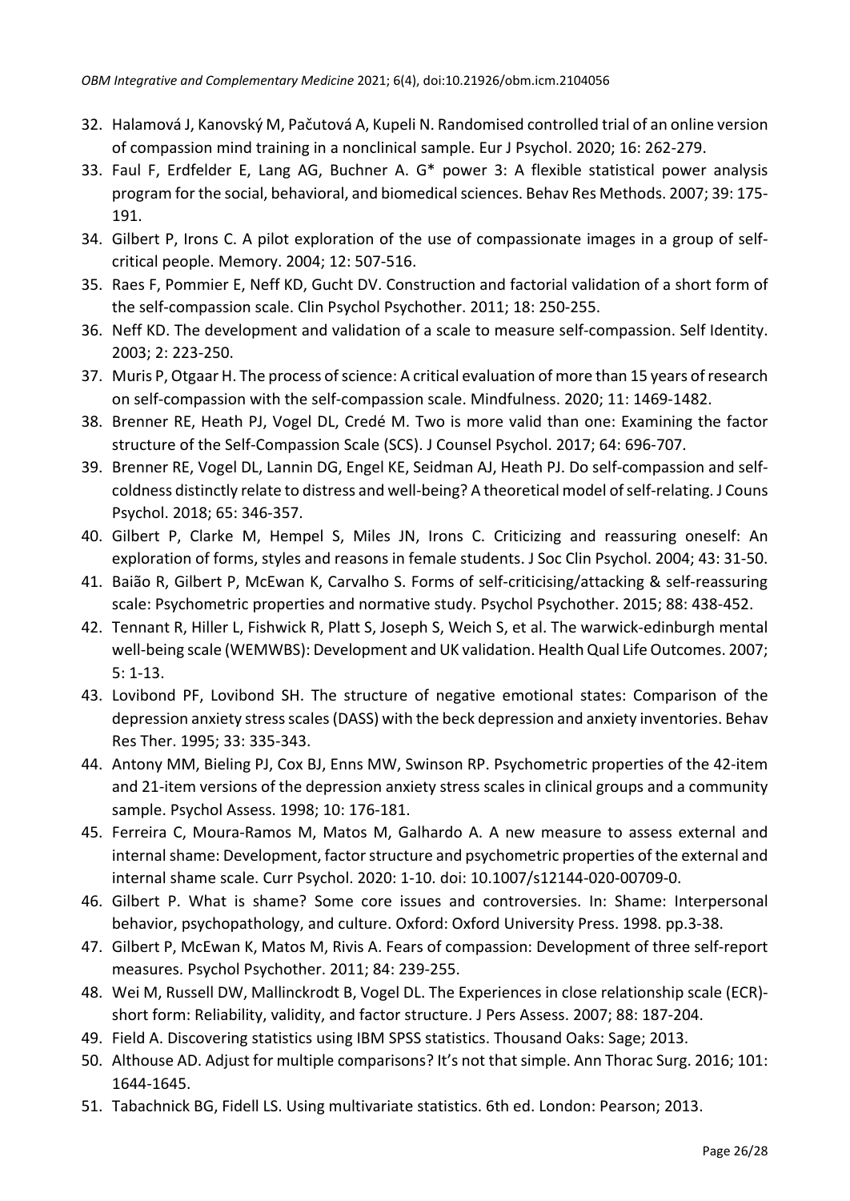32. Halamová J, Kanovský M, Pačutová A, Kupeli N. Randomised controlled trial of an online version of compassion mind training in a nonclinical sample. Eur J Psychol. 2020; 16: 262-279.
33. Faul F, Erdfelder E, Lang AG, Buchner A. G* power 3: A flexible statistical power analysis program for the social, behavioral, and biomedical sciences. Behav Res Methods. 2007; 39: 175-191.
34. Gilbert P, Irons C. A pilot exploration of the use of compassionate images in a group of self-critical people. Memory. 2004; 12: 507-516.
35. Raes F, Pommier E, Neff KD, Gucht DV. Construction and factorial validation of a short form of the self-compassion scale. Clin Psychol Psychother. 2011; 18: 250-255.
36. Neff KD. The development and validation of a scale to measure self-compassion. Self Identity. 2003; 2: 223-250.
37. Muris P, Otgaar H. The process of science: A critical evaluation of more than 15 years of research on self-compassion with the self-compassion scale. Mindfulness. 2020; 11: 1469-1482.
38. Brenner RE, Heath PJ, Vogel DL, Credé M. Two is more valid than one: Examining the factor structure of the Self-Compassion Scale (SCS). J Counsel Psychol. 2017; 64: 696-707.
39. Brenner RE, Vogel DL, Lannin DG, Engel KE, Seidman AJ, Heath PJ. Do self-compassion and self-coldness distinctly relate to distress and well-being? A theoretical model of self-relating. J Couns Psychol. 2018; 65: 346-357.
40. Gilbert P, Clarke M, Hempel S, Miles JN, Irons C. Criticizing and reassuring oneself: An exploration of forms, styles and reasons in female students. J Soc Clin Psychol. 2004; 43: 31-50.
41. Baião R, Gilbert P, McEwan K, Carvalho S. Forms of self-criticising/attacking & self-reassuring scale: Psychometric properties and normative study. Psychol Psychother. 2015; 88: 438-452.
42. Tennant R, Hiller L, Fishwick R, Platt S, Joseph S, Weich S, et al. The warwick-edinburgh mental well-being scale (WEMWBS): Development and UK validation. Health Qual Life Outcomes. 2007; 5: 1-13.
43. Lovibond PF, Lovibond SH. The structure of negative emotional states: Comparison of the depression anxiety stress scales (DASS) with the beck depression and anxiety inventories. Behav Res Ther. 1995; 33: 335-343.
44. Antony MM, Bieling PJ, Cox BJ, Enns MW, Swinson RP. Psychometric properties of the 42-item and 21-item versions of the depression anxiety stress scales in clinical groups and a community sample. Psychol Assess. 1998; 10: 176-181.
45. Ferreira C, Moura-Ramos M, Matos M, Galhardo A. A new measure to assess external and internal shame: Development, factor structure and psychometric properties of the external and internal shame scale. Curr Psychol. 2020: 1-10. doi: 10.1007/s12144-020-00709-0.
46. Gilbert P. What is shame? Some core issues and controversies. In: Shame: Interpersonal behavior, psychopathology, and culture. Oxford: Oxford University Press. 1998. pp.3-38.
47. Gilbert P, McEwan K, Matos M, Rivis A. Fears of compassion: Development of three self-report measures. Psychol Psychother. 2011; 84: 239-255.
48. Wei M, Russell DW, Mallinckrodt B, Vogel DL. The Experiences in close relationship scale (ECR)-short form: Reliability, validity, and factor structure. J Pers Assess. 2007; 88: 187-204.
49. Field A. Discovering statistics using IBM SPSS statistics. Thousand Oaks: Sage; 2013.
50. Althouse AD. Adjust for multiple comparisons? It's not that simple. Ann Thorac Surg. 2016; 101: 1644-1645.
51. Tabachnick BG, Fidell LS. Using multivariate statistics. 6th ed. London: Pearson; 2013.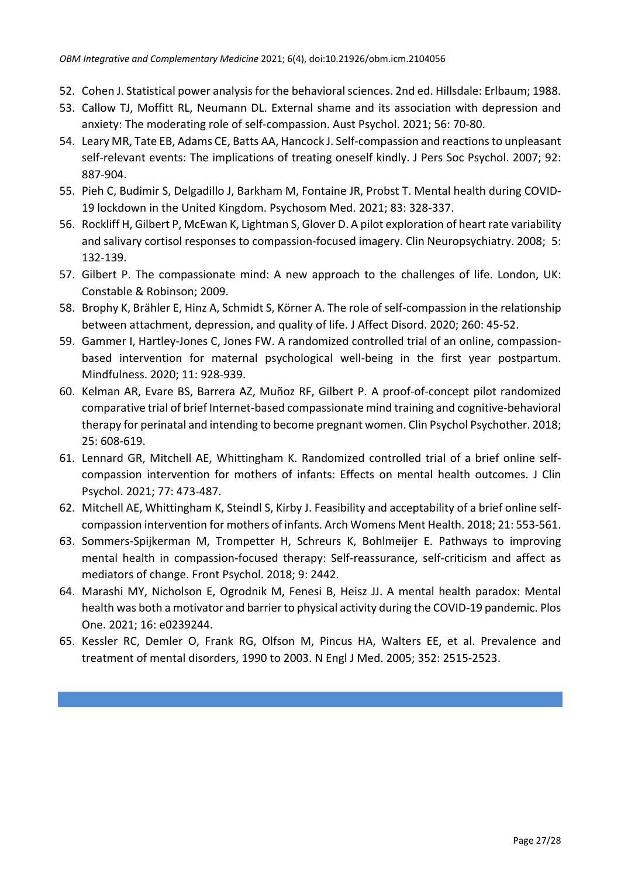52. Cohen J. Statistical power analysis for the behavioral sciences. 2nd ed. Hillsdale: Erlbaum; 1988.
53. Callow TJ, Moffitt RL, Neumann DL. External shame and its association with depression and anxiety: The moderating role of self-compassion. Aust Psychol. 2021; 56: 70-80.
54. Leary MR, Tate EB, Adams CE, Batts AA, Hancock J. Self-compassion and reactions to unpleasant self-relevant events: The implications of treating oneself kindly. J Pers Soc Psychol. 2007; 92: 887-904.
55. Pieh C, Budimir S, Delgadillo J, Barkham M, Fontaine JR, Probst T. Mental health during COVID-19 lockdown in the United Kingdom. Psychosom Med. 2021; 83: 328-337.
56. Rockliff H, Gilbert P, McEwan K, Lightman S, Glover D. A pilot exploration of heart rate variability and salivary cortisol responses to compassion-focused imagery. Clin Neuropsychiatry. 2008; 5: 132-139.
57. Gilbert P. The compassionate mind: A new approach to the challenges of life. London, UK: Constable & Robinson; 2009.
58. Brophy K, Brähler E, Hinz A, Schmidt S, Körner A. The role of self-compassion in the relationship between attachment, depression, and quality of life. J Affect Disord. 2020; 260: 45-52.
59. Gammer I, Hartley-Jones C, Jones FW. A randomized controlled trial of an online, compassion-based intervention for maternal psychological well-being in the first year postpartum. Mindfulness. 2020; 11: 928-939.
60. Kelman AR, Evare BS, Barrera AZ, Muñoz RF, Gilbert P. A proof-of-concept pilot randomized comparative trial of brief Internet-based compassionate mind training and cognitive-behavioral therapy for perinatal and intending to become pregnant women. Clin Psychol Psychother. 2018; 25: 608-619.
61. Lennard GR, Mitchell AE, Whittingham K. Randomized controlled trial of a brief online self-compassion intervention for mothers of infants: Effects on mental health outcomes. J Clin Psychol. 2021; 77: 473-487.
62. Mitchell AE, Whittingham K, Steindl S, Kirby J. Feasibility and acceptability of a brief online self-compassion intervention for mothers of infants. Arch Womens Ment Health. 2018; 21: 553-561.
63. Sommers-Spijkerman M, Trompetter H, Schreurs K, Bohlmeijer E. Pathways to improving mental health in compassion-focused therapy: Self-reassurance, self-criticism and affect as mediators of change. Front Psychol. 2018; 9: 2442.
64. Marashi MY, Nicholson E, Ogrodnik M, Fenesi B, Heisz JJ. A mental health paradox: Mental health was both a motivator and barrier to physical activity during the COVID-19 pandemic. Plos One. 2021; 16: e0239244.
65. Kessler RC, Demler O, Frank RG, Olfson M, Pincus HA, Walters EE, et al. Prevalence and treatment of mental disorders, 1990 to 2003. N Engl J Med. 2005; 352: 2515-2523.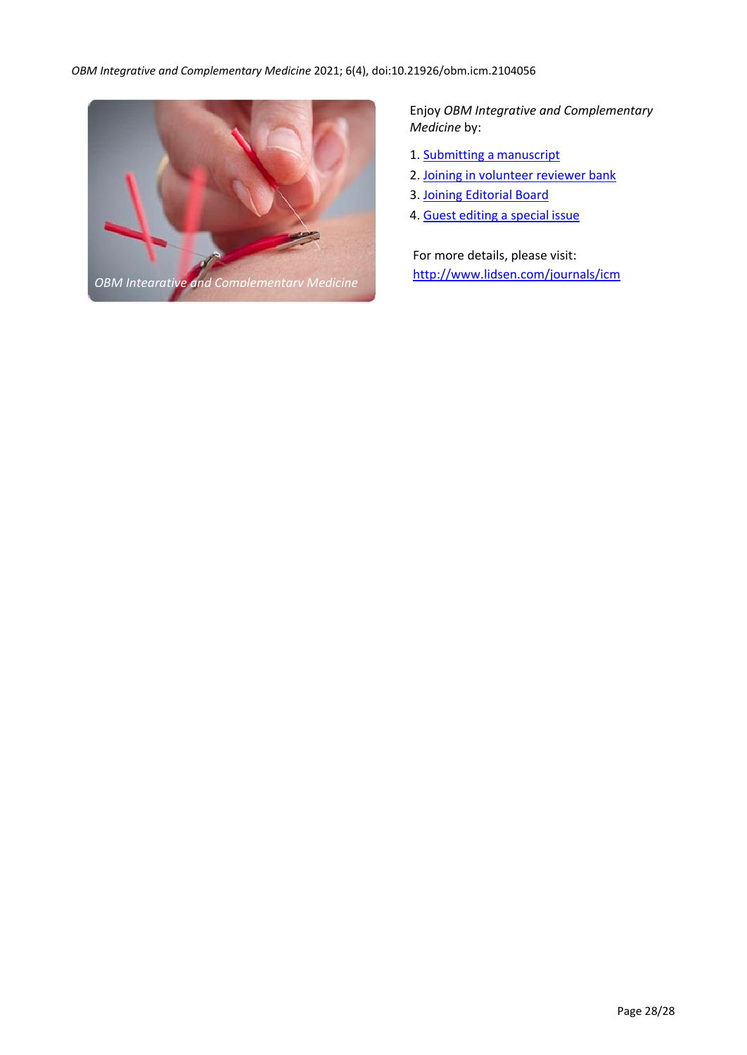Enjoy *OBM Integrative and Complementary Medicine* by:

1. Submitting a manuscript
2. Joining in volunteer reviewer bank
3. Joining Editorial Board
4. Guest editing a special issue

For more details, please visit:
http://www.lidsen.com/journals/icm